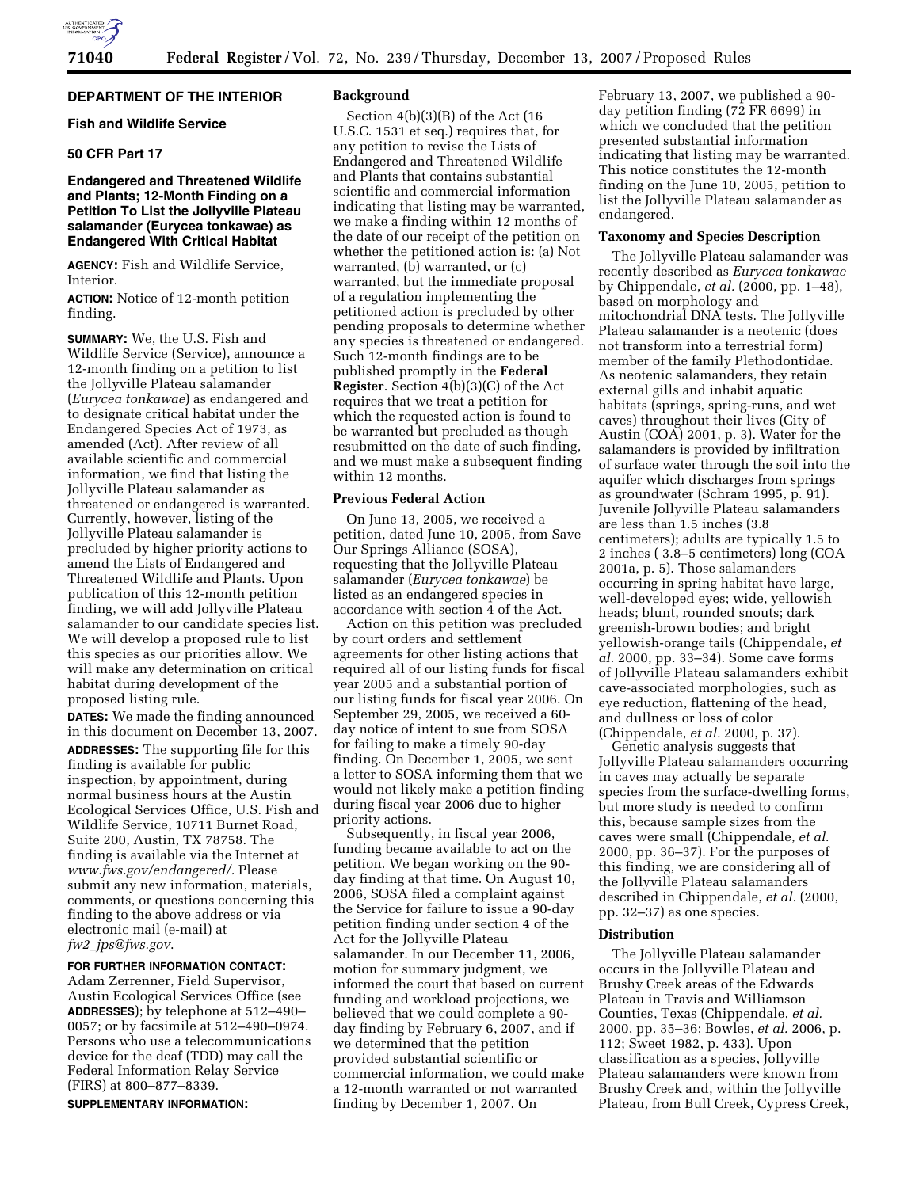## DEPARTMENT OF THE INTERIOR

### Fish and Wildlife Service

### 50 CFR Part 17

### Endangered and Threatened Wildlife and Plants; 12-Month Finding on a Petition To List the Jollyville Plateau salamander (Eurycea tonkawae) as Endangered With Critical Habitat

**AGENCY:** Fish and Wildlife Service, Interior.

**ACTION:** Notice of 12-month petition finding.

**SUMMARY:** We, the U.S. Fish and Wildlife Service (Service), announce a 12-month finding on a petition to list the Jollyville Plateau salamander (*Eurycea tonkawae*) as endangered and to designate critical habitat under the Endangered Species Act of 1973, as amended (Act). After review of all available scientific and commercial information, we find that listing the Jollyville Plateau salamander as threatened or endangered is warranted. Currently, however, listing of the Jollyville Plateau salamander is precluded by higher priority actions to amend the Lists of Endangered and Threatened Wildlife and Plants. Upon publication of this 12-month petition finding, we will add Jollyville Plateau salamander to our candidate species list. We will develop a proposed rule to list this species as our priorities allow. We will make any determination on critical habitat during development of the proposed listing rule.

**DATES:** We made the finding announced in this document on December 13, 2007.

**ADDRESSES:** The supporting file for this finding is available for public inspection, by appointment, during normal business hours at the Austin Ecological Services Office, U.S. Fish and Wildlife Service, 10711 Burnet Road, Suite 200, Austin, TX 78758. The finding is available via the Internet at *www.fws.gov/endangered/*. Please submit any new information, materials, comments, or questions concerning this finding to the above address or via electronic mail (e-mail) at *fw2_jps@fws.gov*.

**FOR FURTHER INFORMATION CONTACT:** Adam Zerrenner, Field Supervisor, Austin Ecological Services Office (see **ADDRESSES**); by telephone at 512–490–0057; or by facsimile at 512–490–0974. Persons who use a telecommunications device for the deaf (TDD) may call the Federal Information Relay Service (FIRS) at 800–877–8339.

**SUPPLEMENTARY INFORMATION:**

### Background

Section 4(b)(3)(B) of the Act (16 U.S.C. 1531 et seq.) requires that, for any petition to revise the Lists of Endangered and Threatened Wildlife and Plants that contains substantial scientific and commercial information indicating that listing may be warranted, we make a finding within 12 months of the date of our receipt of the petition on whether the petitioned action is: (a) Not warranted, (b) warranted, or (c) warranted, but the immediate proposal of a regulation implementing the petitioned action is precluded by other pending proposals to determine whether any species is threatened or endangered. Such 12-month findings are to be published promptly in the **Federal Register**. Section 4(b)(3)(C) of the Act requires that we treat a petition for which the requested action is found to be warranted but precluded as though resubmitted on the date of such finding, and we must make a subsequent finding within 12 months.

### Previous Federal Action

On June 13, 2005, we received a petition, dated June 10, 2005, from Save Our Springs Alliance (SOSA), requesting that the Jollyville Plateau salamander (*Eurycea tonkawae*) be listed as an endangered species in accordance with section 4 of the Act.

Action on this petition was precluded by court orders and settlement agreements for other listing actions that required all of our listing funds for fiscal year 2005 and a substantial portion of our listing funds for fiscal year 2006. On September 29, 2005, we received a 60-day notice of intent to sue from SOSA for failing to make a timely 90-day finding. On December 1, 2005, we sent a letter to SOSA informing them that we would not likely make a petition finding during fiscal year 2006 due to higher priority actions.

Subsequently, in fiscal year 2006, funding became available to act on the petition. We began working on the 90-day finding at that time. On August 10, 2006, SOSA filed a complaint against the Service for failure to issue a 90-day petition finding under section 4 of the Act for the Jollyville Plateau salamander. In our December 11, 2006, motion for summary judgment, we informed the court that based on current funding and workload projections, we believed that we could complete a 90-day finding by February 6, 2007, and if we determined that the petition provided substantial scientific or commercial information, we could make a 12-month warranted or not warranted finding by December 1, 2007. On February 13, 2007, we published a 90-day petition finding (72 FR 6699) in which we concluded that the petition presented substantial information indicating that listing may be warranted. This notice constitutes the 12-month finding on the June 10, 2005, petition to list the Jollyville Plateau salamander as endangered.

### Taxonomy and Species Description

The Jollyville Plateau salamander was recently described as *Eurycea tonkawae* by Chippendale, *et al.* (2000, pp. 1–48), based on morphology and mitochondrial DNA tests. The Jollyville Plateau salamander is a neotenic (does not transform into a terrestrial form) member of the family Plethodontidae. As neotenic salamanders, they retain external gills and inhabit aquatic habitats (springs, spring-runs, and wet caves) throughout their lives (City of Austin (COA) 2001, p. 3). Water for the salamanders is provided by infiltration of surface water through the soil into the aquifer which discharges from springs as groundwater (Schram 1995, p. 91). Juvenile Jollyville Plateau salamanders are less than 1.5 inches (3.8 centimeters); adults are typically 1.5 to 2 inches ( 3.8–5 centimeters) long (COA 2001a, p. 5). Those salamanders occurring in spring habitat have large, well-developed eyes; wide, yellowish heads; blunt, rounded snouts; dark greenish-brown bodies; and bright yellowish-orange tails (Chippendale, *et al.* 2000, pp. 33–34). Some cave forms of Jollyville Plateau salamanders exhibit cave-associated morphologies, such as eye reduction, flattening of the head, and dullness or loss of color (Chippendale, *et al.* 2000, p. 37).

Genetic analysis suggests that Jollyville Plateau salamanders occurring in caves may actually be separate species from the surface-dwelling forms, but more study is needed to confirm this, because sample sizes from the caves were small (Chippendale, *et al.* 2000, pp. 36–37). For the purposes of this finding, we are considering all of the Jollyville Plateau salamanders described in Chippendale, *et al.* (2000, pp. 32–37) as one species.

### Distribution

The Jollyville Plateau salamander occurs in the Jollyville Plateau and Brushy Creek areas of the Edwards Plateau in Travis and Williamson Counties, Texas (Chippendale, *et al.* 2000, pp. 35–36; Bowles, *et al.* 2006, p. 112; Sweet 1982, p. 433). Upon classification as a species, Jollyville Plateau salamanders were known from Brushy Creek and, within the Jollyville Plateau, from Bull Creek, Cypress Creek,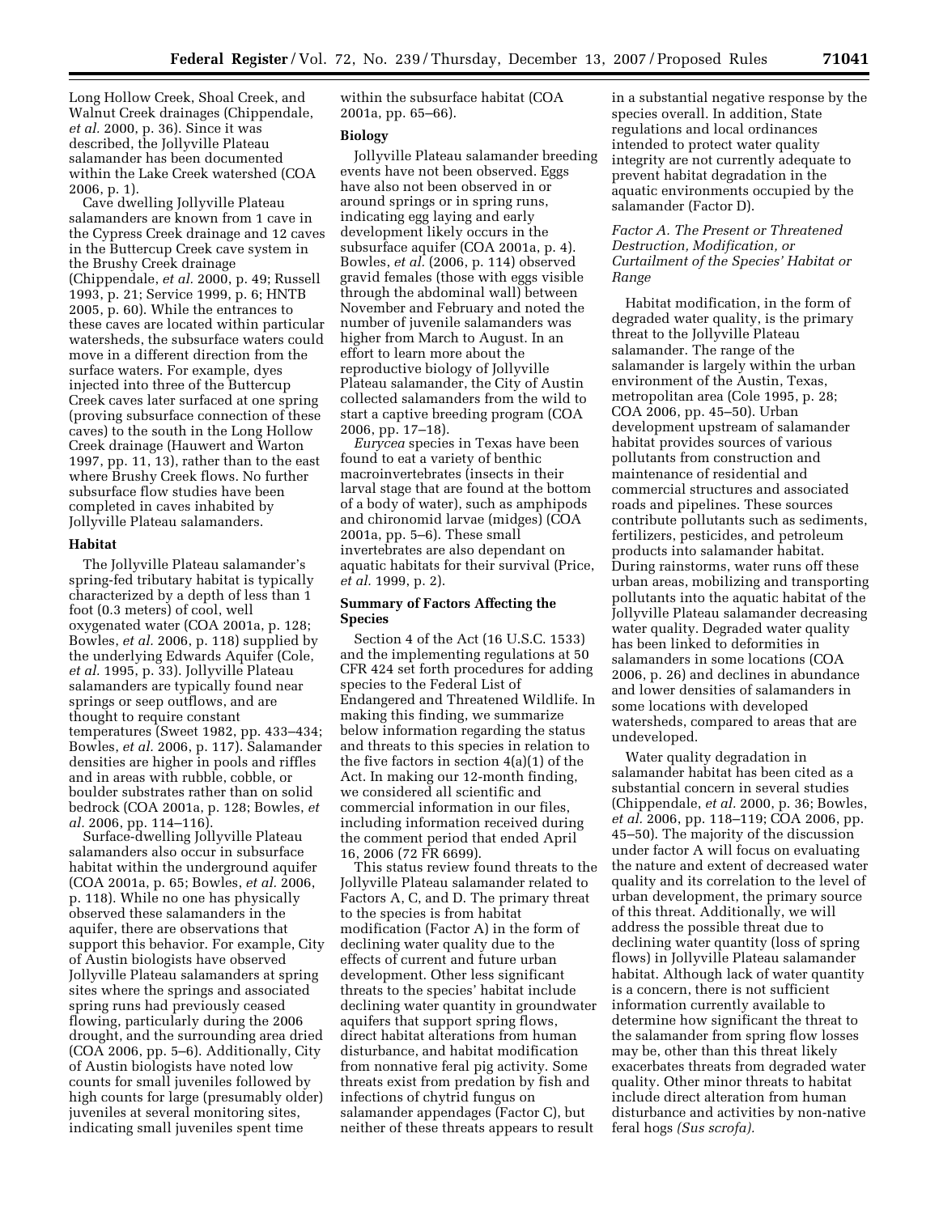Long Hollow Creek, Shoal Creek, and Walnut Creek drainages (Chippendale, *et al.* 2000, p. 36). Since it was described, the Jollyville Plateau salamander has been documented within the Lake Creek watershed (COA 2006, p. 1).

Cave dwelling Jollyville Plateau salamanders are known from 1 cave in the Cypress Creek drainage and 12 caves in the Buttercup Creek cave system in the Brushy Creek drainage (Chippendale, *et al.* 2000, p. 49; Russell 1993, p. 21; Service 1999, p. 6; HNTB 2005, p. 60). While the entrances to these caves are located within particular watersheds, the subsurface waters could move in a different direction from the surface waters. For example, dyes injected into three of the Buttercup Creek caves later surfaced at one spring (proving subsurface connection of these caves) to the south in the Long Hollow Creek drainage (Hauwert and Warton 1997, pp. 11, 13), rather than to the east where Brushy Creek flows. No further subsurface flow studies have been completed in caves inhabited by Jollyville Plateau salamanders.

## Habitat

The Jollyville Plateau salamander's spring-fed tributary habitat is typically characterized by a depth of less than 1 foot (0.3 meters) of cool, well oxygenated water (COA 2001a, p. 128; Bowles, *et al.* 2006, p. 118) supplied by the underlying Edwards Aquifer (Cole, *et al.* 1995, p. 33). Jollyville Plateau salamanders are typically found near springs or seep outflows, and are thought to require constant temperatures (Sweet 1982, pp. 433–434; Bowles, *et al.* 2006, p. 117). Salamander densities are higher in pools and riffles and in areas with rubble, cobble, or boulder substrates rather than on solid bedrock (COA 2001a, p. 128; Bowles, *et al.* 2006, pp. 114–116).

Surface-dwelling Jollyville Plateau salamanders also occur in subsurface habitat within the underground aquifer (COA 2001a, p. 65; Bowles, *et al.* 2006, p. 118). While no one has physically observed these salamanders in the aquifer, there are observations that support this behavior. For example, City of Austin biologists have observed Jollyville Plateau salamanders at spring sites where the springs and associated spring runs had previously ceased flowing, particularly during the 2006 drought, and the surrounding area dried (COA 2006, pp. 5–6). Additionally, City of Austin biologists have noted low counts for small juveniles followed by high counts for large (presumably older) juveniles at several monitoring sites, indicating small juveniles spent time within the subsurface habitat (COA 2001a, pp. 65–66).

## Biology

Jollyville Plateau salamander breeding events have not been observed. Eggs have also not been observed in or around springs or in spring runs, indicating egg laying and early development likely occurs in the subsurface aquifer (COA 2001a, p. 4). Bowles, *et al.* (2006, p. 114) observed gravid females (those with eggs visible through the abdominal wall) between November and February and noted the number of juvenile salamanders was higher from March to August. In an effort to learn more about the reproductive biology of Jollyville Plateau salamander, the City of Austin collected salamanders from the wild to start a captive breeding program (COA 2006, pp. 17–18).

*Eurycea* species in Texas have been found to eat a variety of benthic macroinvertebrates (insects in their larval stage that are found at the bottom of a body of water), such as amphipods and chironomid larvae (midges) (COA 2001a, pp. 5–6). These small invertebrates are also dependant on aquatic habitats for their survival (Price, *et al.* 1999, p. 2).

## Summary of Factors Affecting the Species

Section 4 of the Act (16 U.S.C. 1533) and the implementing regulations at 50 CFR 424 set forth procedures for adding species to the Federal List of Endangered and Threatened Wildlife. In making this finding, we summarize below information regarding the status and threats to this species in relation to the five factors in section 4(a)(1) of the Act. In making our 12-month finding, we considered all scientific and commercial information in our files, including information received during the comment period that ended April 16, 2006 (72 FR 6699).

This status review found threats to the Jollyville Plateau salamander related to Factors A, C, and D. The primary threat to the species is from habitat modification (Factor A) in the form of declining water quality due to the effects of current and future urban development. Other less significant threats to the species' habitat include declining water quantity in groundwater aquifers that support spring flows, direct habitat alterations from human disturbance, and habitat modification from nonnative feral pig activity. Some threats exist from predation by fish and infections of chytrid fungus on salamander appendages (Factor C), but neither of these threats appears to result in a substantial negative response by the species overall. In addition, State regulations and local ordinances intended to protect water quality integrity are not currently adequate to prevent habitat degradation in the aquatic environments occupied by the salamander (Factor D).

### *Factor A. The Present or Threatened Destruction, Modification, or Curtailment of the Species' Habitat or Range*

Habitat modification, in the form of degraded water quality, is the primary threat to the Jollyville Plateau salamander. The range of the salamander is largely within the urban environment of the Austin, Texas, metropolitan area (Cole 1995, p. 28; COA 2006, pp. 45–50). Urban development upstream of salamander habitat provides sources of various pollutants from construction and maintenance of residential and commercial structures and associated roads and pipelines. These sources contribute pollutants such as sediments, fertilizers, pesticides, and petroleum products into salamander habitat. During rainstorms, water runs off these urban areas, mobilizing and transporting pollutants into the aquatic habitat of the Jollyville Plateau salamander decreasing water quality. Degraded water quality has been linked to deformities in salamanders in some locations (COA 2006, p. 26) and declines in abundance and lower densities of salamanders in some locations with developed watersheds, compared to areas that are undeveloped.

Water quality degradation in salamander habitat has been cited as a substantial concern in several studies (Chippendale, *et al.* 2000, p. 36; Bowles, *et al.* 2006, pp. 118–119; COA 2006, pp. 45–50). The majority of the discussion under factor A will focus on evaluating the nature and extent of decreased water quality and its correlation to the level of urban development, the primary source of this threat. Additionally, we will address the possible threat due to declining water quantity (loss of spring flows) in Jollyville Plateau salamander habitat. Although lack of water quantity is a concern, there is not sufficient information currently available to determine how significant the threat to the salamander from spring flow losses may be, other than this threat likely exacerbates threats from degraded water quality. Other minor threats to habitat include direct alteration from human disturbance and activities by non-native feral hogs *(Sus scrofa).*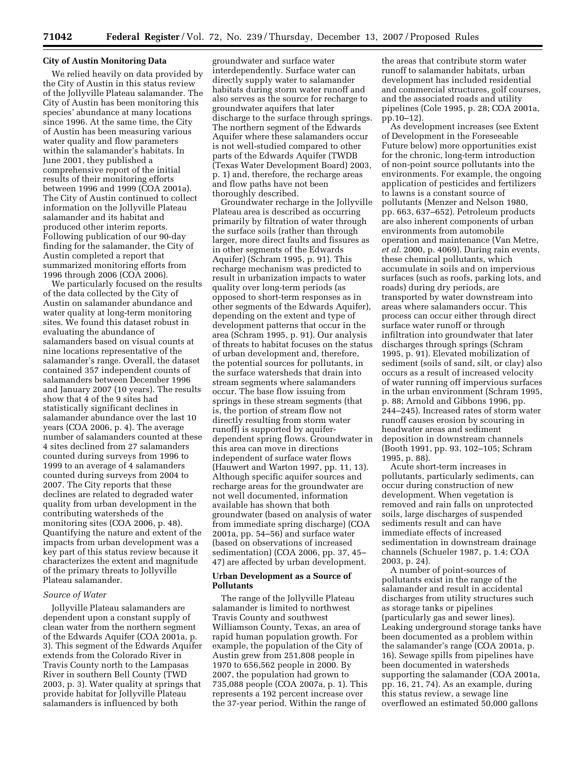### City of Austin Monitoring Data

We relied heavily on data provided by the City of Austin in this status review of the Jollyville Plateau salamander. The City of Austin has been monitoring this species' abundance at many locations since 1996. At the same time, the City of Austin has been measuring various water quality and flow parameters within the salamander's habitats. In June 2001, they published a comprehensive report of the initial results of their monitoring efforts between 1996 and 1999 (COA 2001a). The City of Austin continued to collect information on the Jollyville Plateau salamander and its habitat and produced other interim reports. Following publication of our 90-day finding for the salamander, the City of Austin completed a report that summarized monitoring efforts from 1996 through 2006 (COA 2006).

We particularly focused on the results of the data collected by the City of Austin on salamander abundance and water quality at long-term monitoring sites. We found this dataset robust in evaluating the abundance of salamanders based on visual counts at nine locations representative of the salamander's range. Overall, the dataset contained 357 independent counts of salamanders between December 1996 and January 2007 (10 years). The results show that 4 of the 9 sites had statistically significant declines in salamander abundance over the last 10 years (COA 2006, p. 4). The average number of salamanders counted at these 4 sites declined from 27 salamanders counted during surveys from 1996 to 1999 to an average of 4 salamanders counted during surveys from 2004 to 2007. The City reports that these declines are related to degraded water quality from urban development in the contributing watersheds of the monitoring sites (COA 2006, p. 48). Quantifying the nature and extent of the impacts from urban development was a key part of this status review because it characterizes the extent and magnitude of the primary threats to Jollyville Plateau salamander.

#### *Source of Water*

Jollyville Plateau salamanders are dependent upon a constant supply of clean water from the northern segment of the Edwards Aquifer (COA 2001a, p. 3). This segment of the Edwards Aquifer extends from the Colorado River in Travis County north to the Lampasas River in southern Bell County (TWD 2003, p. 3). Water quality at springs that provide habitat for Jollyville Plateau salamanders is influenced by both groundwater and surface water interdependently. Surface water can directly supply water to salamander habitats during storm water runoff and also serves as the source for recharge to groundwater aquifers that later discharge to the surface through springs. The northern segment of the Edwards Aquifer where these salamanders occur is not well-studied compared to other parts of the Edwards Aquifer (TWDB (Texas Water Development Board) 2003, p. 1) and, therefore, the recharge areas and flow paths have not been thoroughly described.

Groundwater recharge in the Jollyville Plateau area is described as occurring primarily by filtration of water through the surface soils (rather than through larger, more direct faults and fissures as in other segments of the Edwards Aquifer) (Schram 1995, p. 91). This recharge mechanism was predicted to result in urbanization impacts to water quality over long-term periods (as opposed to short-term responses as in other segments of the Edwards Aquifer), depending on the extent and type of development patterns that occur in the area (Schram 1995, p. 91). Our analysis of threats to habitat focuses on the status of urban development and, therefore, the potential sources for pollutants, in the surface watersheds that drain into stream segments where salamanders occur. The base flow issuing from springs in these stream segments (that is, the portion of stream flow not directly resulting from storm water runoff) is supported by aquifer-dependent spring flows. Groundwater in this area can move in directions independent of surface water flows (Hauwert and Warton 1997, pp. 11, 13). Although specific aquifer sources and recharge areas for the groundwater are not well documented, information available has shown that both groundwater (based on analysis of water from immediate spring discharge) (COA 2001a, pp. 54–56) and surface water (based on observations of increased sedimentation) (COA 2006, pp. 37, 45–47) are affected by urban development.

### Urban Development as a Source of Pollutants

The range of the Jollyville Plateau salamander is limited to northwest Travis County and southwest Williamson County, Texas, an area of rapid human population growth. For example, the population of the City of Austin grew from 251,808 people in 1970 to 656,562 people in 2000. By 2007, the population had grown to 735,088 people (COA 2007a, p. 1). This represents a 192 percent increase over the 37-year period. Within the range of the areas that contribute storm water runoff to salamander habitats, urban development has included residential and commercial structures, golf courses, and the associated roads and utility pipelines (Cole 1995, p. 28; COA 2001a, pp.10–12).

As development increases (see Extent of Development in the Foreseeable Future below) more opportunities exist for the chronic, long-term introduction of non-point source pollutants into the environments. For example, the ongoing application of pesticides and fertilizers to lawns is a constant source of pollutants (Menzer and Nelson 1980, pp. 663, 637–652). Petroleum products are also inherent components of urban environments from automobile operation and maintenance (Van Metre, *et al.* 2000, p. 4069). During rain events, these chemical pollutants, which accumulate in soils and on impervious surfaces (such as roofs, parking lots, and roads) during dry periods, are transported by water downstream into areas where salamanders occur. This process can occur either through direct surface water runoff or through infiltration into groundwater that later discharges through springs (Schram 1995, p. 91). Elevated mobilization of sediment (soils of sand, silt, or clay) also occurs as a result of increased velocity of water running off impervious surfaces in the urban environment (Schram 1995, p. 88; Arnold and Gibbons 1996, pp. 244–245). Increased rates of storm water runoff causes erosion by scouring in headwater areas and sediment deposition in downstream channels (Booth 1991, pp. 93, 102–105; Schram 1995, p. 88).

Acute short-term increases in pollutants, particularly sediments, can occur during construction of new development. When vegetation is removed and rain falls on unprotected soils, large discharges of suspended sediments result and can have immediate effects of increased sedimentation in downstream drainage channels (Schueler 1987, p. 1.4; COA 2003, p. 24).

A number of point-sources of pollutants exist in the range of the salamander and result in accidental discharges from utility structures such as storage tanks or pipelines (particularly gas and sewer lines). Leaking underground storage tanks have been documented as a problem within the salamander's range (COA 2001a, p. 16). Sewage spills from pipelines have been documented in watersheds supporting the salamander (COA 2001a, pp. 16, 21, 74). As an example, during this status review, a sewage line overflowed an estimated 50,000 gallons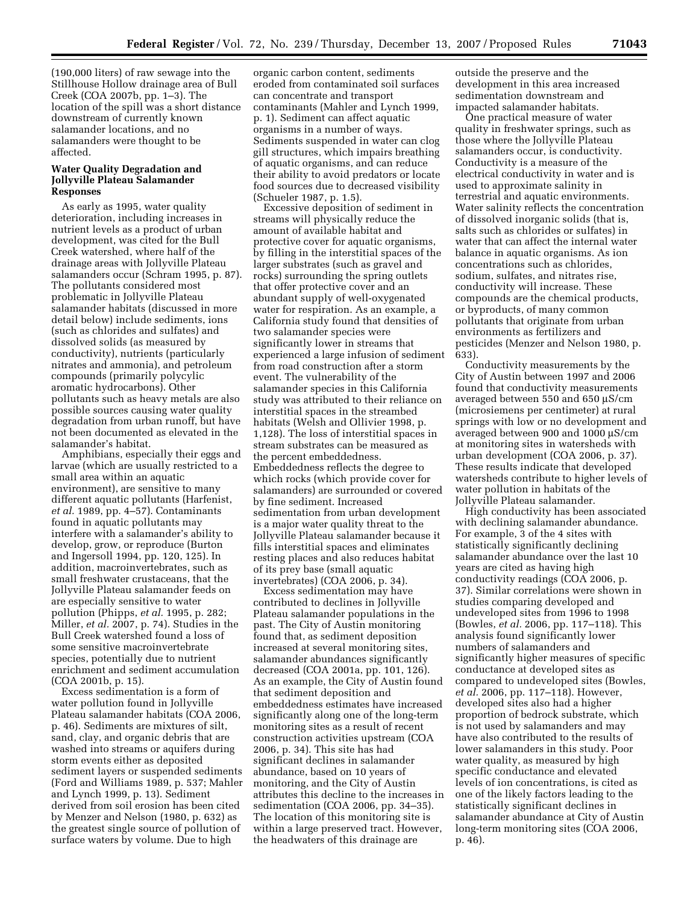(190,000 liters) of raw sewage into the Stillhouse Hollow drainage area of Bull Creek (COA 2007b, pp. 1–3). The location of the spill was a short distance downstream of currently known salamander locations, and no salamanders were thought to be affected.

**Water Quality Degradation and Jollyville Plateau Salamander Responses**

As early as 1995, water quality deterioration, including increases in nutrient levels as a product of urban development, was cited for the Bull Creek watershed, where half of the drainage areas with Jollyville Plateau salamanders occur (Schram 1995, p. 87). The pollutants considered most problematic in Jollyville Plateau salamander habitats (discussed in more detail below) include sediments, ions (such as chlorides and sulfates) and dissolved solids (as measured by conductivity), nutrients (particularly nitrates and ammonia), and petroleum compounds (primarily polycyclic aromatic hydrocarbons). Other pollutants such as heavy metals are also possible sources causing water quality degradation from urban runoff, but have not been documented as elevated in the salamander's habitat.

Amphibians, especially their eggs and larvae (which are usually restricted to a small area within an aquatic environment), are sensitive to many different aquatic pollutants (Harfenist, *et al.* 1989, pp. 4–57). Contaminants found in aquatic pollutants may interfere with a salamander's ability to develop, grow, or reproduce (Burton and Ingersoll 1994, pp. 120, 125). In addition, macroinvertebrates, such as small freshwater crustaceans, that the Jollyville Plateau salamander feeds on are especially sensitive to water pollution (Phipps, *et al.* 1995, p. 282; Miller, *et al.* 2007, p. 74). Studies in the Bull Creek watershed found a loss of some sensitive macroinvertebrate species, potentially due to nutrient enrichment and sediment accumulation (COA 2001b, p. 15).

Excess sedimentation is a form of water pollution found in Jollyville Plateau salamander habitats (COA 2006, p. 46). Sediments are mixtures of silt, sand, clay, and organic debris that are washed into streams or aquifers during storm events either as deposited sediment layers or suspended sediments (Ford and Williams 1989, p. 537; Mahler and Lynch 1999, p. 13). Sediment derived from soil erosion has been cited by Menzer and Nelson (1980, p. 632) as the greatest single source of pollution of surface waters by volume. Due to high organic carbon content, sediments eroded from contaminated soil surfaces can concentrate and transport contaminants (Mahler and Lynch 1999, p. 1). Sediment can affect aquatic organisms in a number of ways. Sediments suspended in water can clog gill structures, which impairs breathing of aquatic organisms, and can reduce their ability to avoid predators or locate food sources due to decreased visibility (Schueler 1987, p. 1.5).

Excessive deposition of sediment in streams will physically reduce the amount of available habitat and protective cover for aquatic organisms, by filling in the interstitial spaces of the larger substrates (such as gravel and rocks) surrounding the spring outlets that offer protective cover and an abundant supply of well-oxygenated water for respiration. As an example, a California study found that densities of two salamander species were significantly lower in streams that experienced a large infusion of sediment from road construction after a storm event. The vulnerability of the salamander species in this California study was attributed to their reliance on interstitial spaces in the streambed habitats (Welsh and Ollivier 1998, p. 1,128). The loss of interstitial spaces in stream substrates can be measured as the percent embeddedness. Embeddedness reflects the degree to which rocks (which provide cover for salamanders) are surrounded or covered by fine sediment. Increased sedimentation from urban development is a major water quality threat to the Jollyville Plateau salamander because it fills interstitial spaces and eliminates resting places and also reduces habitat of its prey base (small aquatic invertebrates) (COA 2006, p. 34).

Excess sedimentation may have contributed to declines in Jollyville Plateau salamander populations in the past. The City of Austin monitoring found that, as sediment deposition increased at several monitoring sites, salamander abundances significantly decreased (COA 2001a, pp. 101, 126). As an example, the City of Austin found that sediment deposition and embeddedness estimates have increased significantly along one of the long-term monitoring sites as a result of recent construction activities upstream (COA 2006, p. 34). This site has had significant declines in salamander abundance, based on 10 years of monitoring, and the City of Austin attributes this decline to the increases in sedimentation (COA 2006, pp. 34–35). The location of this monitoring site is within a large preserved tract. However, the headwaters of this drainage are outside the preserve and the development in this area increased sedimentation downstream and impacted salamander habitats.

One practical measure of water quality in freshwater springs, such as those where the Jollyville Plateau salamanders occur, is conductivity. Conductivity is a measure of the electrical conductivity in water and is used to approximate salinity in terrestrial and aquatic environments. Water salinity reflects the concentration of dissolved inorganic solids (that is, salts such as chlorides or sulfates) in water that can affect the internal water balance in aquatic organisms. As ion concentrations such as chlorides, sodium, sulfates, and nitrates rise, conductivity will increase. These compounds are the chemical products, or byproducts, of many common pollutants that originate from urban environments as fertilizers and pesticides (Menzer and Nelson 1980, p. 633).

Conductivity measurements by the City of Austin between 1997 and 2006 found that conductivity measurements averaged between 550 and 650 µS/cm (microsiemens per centimeter) at rural springs with low or no development and averaged between 900 and 1000 µS/cm at monitoring sites in watersheds with urban development (COA 2006, p. 37). These results indicate that developed watersheds contribute to higher levels of water pollution in habitats of the Jollyville Plateau salamander.

High conductivity has been associated with declining salamander abundance. For example, 3 of the 4 sites with statistically significantly declining salamander abundance over the last 10 years are cited as having high conductivity readings (COA 2006, p. 37). Similar correlations were shown in studies comparing developed and undeveloped sites from 1996 to 1998 (Bowles, *et al.* 2006, pp. 117–118). This analysis found significantly lower numbers of salamanders and significantly higher measures of specific conductance at developed sites as compared to undeveloped sites (Bowles, *et al.* 2006, pp. 117–118). However, developed sites also had a higher proportion of bedrock substrate, which is not used by salamanders and may have also contributed to the results of lower salamanders in this study. Poor water quality, as measured by high specific conductance and elevated levels of ion concentrations, is cited as one of the likely factors leading to the statistically significant declines in salamander abundance at City of Austin long-term monitoring sites (COA 2006, p. 46).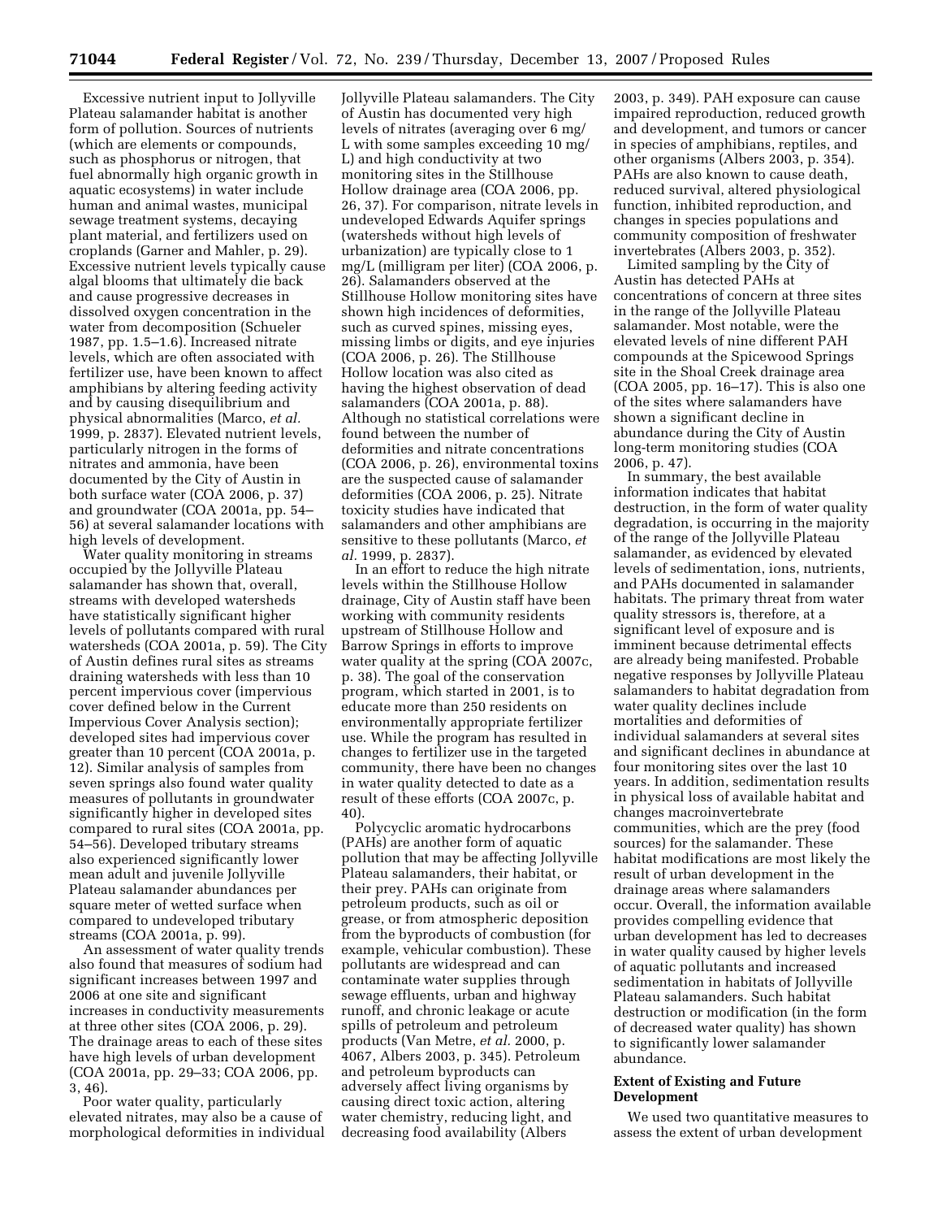Excessive nutrient input to Jollyville Plateau salamander habitat is another form of pollution. Sources of nutrients (which are elements or compounds, such as phosphorus or nitrogen, that fuel abnormally high organic growth in aquatic ecosystems) in water include human and animal wastes, municipal sewage treatment systems, decaying plant material, and fertilizers used on croplands (Garner and Mahler, p. 29). Excessive nutrient levels typically cause algal blooms that ultimately die back and cause progressive decreases in dissolved oxygen concentration in the water from decomposition (Schueler 1987, pp. 1.5–1.6). Increased nitrate levels, which are often associated with fertilizer use, have been known to affect amphibians by altering feeding activity and by causing disequilibrium and physical abnormalities (Marco, *et al.* 1999, p. 2837). Elevated nutrient levels, particularly nitrogen in the forms of nitrates and ammonia, have been documented by the City of Austin in both surface water (COA 2006, p. 37) and groundwater (COA 2001a, pp. 54–56) at several salamander locations with high levels of development.

Water quality monitoring in streams occupied by the Jollyville Plateau salamander has shown that, overall, streams with developed watersheds have statistically significant higher levels of pollutants compared with rural watersheds (COA 2001a, p. 59). The City of Austin defines rural sites as streams draining watersheds with less than 10 percent impervious cover (impervious cover defined below in the Current Impervious Cover Analysis section); developed sites had impervious cover greater than 10 percent (COA 2001a, p. 12). Similar analysis of samples from seven springs also found water quality measures of pollutants in groundwater significantly higher in developed sites compared to rural sites (COA 2001a, pp. 54–56). Developed tributary streams also experienced significantly lower mean adult and juvenile Jollyville Plateau salamander abundances per square meter of wetted surface when compared to undeveloped tributary streams (COA 2001a, p. 99).

An assessment of water quality trends also found that measures of sodium had significant increases between 1997 and 2006 at one site and significant increases in conductivity measurements at three other sites (COA 2006, p. 29). The drainage areas to each of these sites have high levels of urban development (COA 2001a, pp. 29–33; COA 2006, pp. 3, 46).

Poor water quality, particularly elevated nitrates, may also be a cause of morphological deformities in individual Jollyville Plateau salamanders. The City of Austin has documented very high levels of nitrates (averaging over 6 mg/L with some samples exceeding 10 mg/L) and high conductivity at two monitoring sites in the Stillhouse Hollow drainage area (COA 2006, pp. 26, 37). For comparison, nitrate levels in undeveloped Edwards Aquifer springs (watersheds without high levels of urbanization) are typically close to 1 mg/L (milligram per liter) (COA 2006, p. 26). Salamanders observed at the Stillhouse Hollow monitoring sites have shown high incidences of deformities, such as curved spines, missing eyes, missing limbs or digits, and eye injuries (COA 2006, p. 26). The Stillhouse Hollow location was also cited as having the highest observation of dead salamanders (COA 2001a, p. 88). Although no statistical correlations were found between the number of deformities and nitrate concentrations (COA 2006, p. 26), environmental toxins are the suspected cause of salamander deformities (COA 2006, p. 25). Nitrate toxicity studies have indicated that salamanders and other amphibians are sensitive to these pollutants (Marco, *et al.* 1999, p. 2837).

In an effort to reduce the high nitrate levels within the Stillhouse Hollow drainage, City of Austin staff have been working with community residents upstream of Stillhouse Hollow and Barrow Springs in efforts to improve water quality at the spring (COA 2007c, p. 38). The goal of the conservation program, which started in 2001, is to educate more than 250 residents on environmentally appropriate fertilizer use. While the program has resulted in changes to fertilizer use in the targeted community, there have been no changes in water quality detected to date as a result of these efforts (COA 2007c, p. 40).

Polycyclic aromatic hydrocarbons (PAHs) are another form of aquatic pollution that may be affecting Jollyville Plateau salamanders, their habitat, or their prey. PAHs can originate from petroleum products, such as oil or grease, or from atmospheric deposition from the byproducts of combustion (for example, vehicular combustion). These pollutants are widespread and can contaminate water supplies through sewage effluents, urban and highway runoff, and chronic leakage or acute spills of petroleum and petroleum products (Van Metre, *et al.* 2000, p. 4067, Albers 2003, p. 345). Petroleum and petroleum byproducts can adversely affect living organisms by causing direct toxic action, altering water chemistry, reducing light, and decreasing food availability (Albers 2003, p. 349). PAH exposure can cause impaired reproduction, reduced growth and development, and tumors or cancer in species of amphibians, reptiles, and other organisms (Albers 2003, p. 354). PAHs are also known to cause death, reduced survival, altered physiological function, inhibited reproduction, and changes in species populations and community composition of freshwater invertebrates (Albers 2003, p. 352).

Limited sampling by the City of Austin has detected PAHs at concentrations of concern at three sites in the range of the Jollyville Plateau salamander. Most notable, were the elevated levels of nine different PAH compounds at the Spicewood Springs site in the Shoal Creek drainage area (COA 2005, pp. 16–17). This is also one of the sites where salamanders have shown a significant decline in abundance during the City of Austin long-term monitoring studies (COA 2006, p. 47).

In summary, the best available information indicates that habitat destruction, in the form of water quality degradation, is occurring in the majority of the range of the Jollyville Plateau salamander, as evidenced by elevated levels of sedimentation, ions, nutrients, and PAHs documented in salamander habitats. The primary threat from water quality stressors is, therefore, at a significant level of exposure and is imminent because detrimental effects are already being manifested. Probable negative responses by Jollyville Plateau salamanders to habitat degradation from water quality declines include mortalities and deformities of individual salamanders at several sites and significant declines in abundance at four monitoring sites over the last 10 years. In addition, sedimentation results in physical loss of available habitat and changes macroinvertebrate communities, which are the prey (food sources) for the salamander. These habitat modifications are most likely the result of urban development in the drainage areas where salamanders occur. Overall, the information available provides compelling evidence that urban development has led to decreases in water quality caused by higher levels of aquatic pollutants and increased sedimentation in habitats of Jollyville Plateau salamanders. Such habitat destruction or modification (in the form of decreased water quality) has shown to significantly lower salamander abundance.

**Extent of Existing and Future Development**

We used two quantitative measures to assess the extent of urban development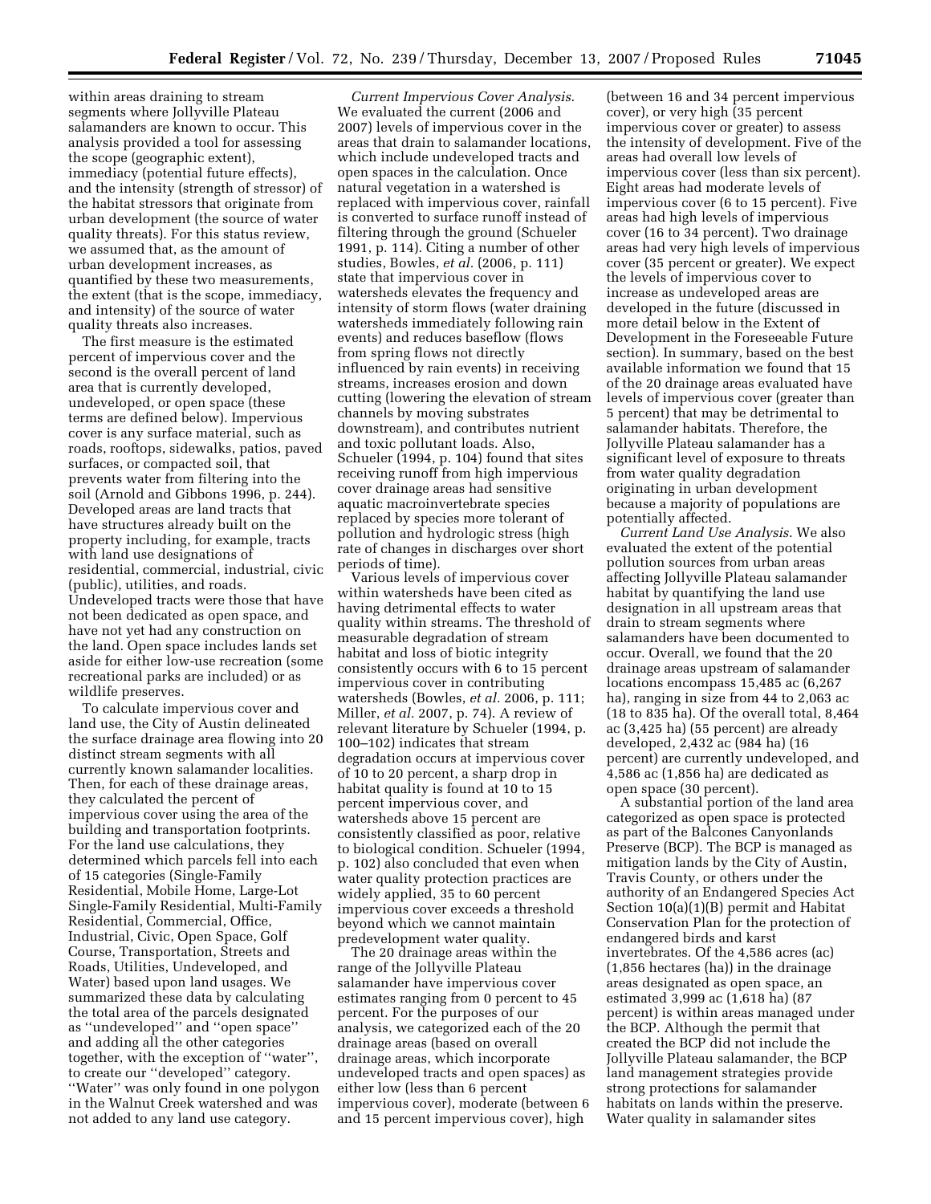within areas draining to stream segments where Jollyville Plateau salamanders are known to occur. This analysis provided a tool for assessing the scope (geographic extent), immediacy (potential future effects), and the intensity (strength of stressor) of the habitat stressors that originate from urban development (the source of water quality threats). For this status review, we assumed that, as the amount of urban development increases, as quantified by these two measurements, the extent (that is the scope, immediacy, and intensity) of the source of water quality threats also increases.

The first measure is the estimated percent of impervious cover and the second is the overall percent of land area that is currently developed, undeveloped, or open space (these terms are defined below). Impervious cover is any surface material, such as roads, rooftops, sidewalks, patios, paved surfaces, or compacted soil, that prevents water from filtering into the soil (Arnold and Gibbons 1996, p. 244). Developed areas are land tracts that have structures already built on the property including, for example, tracts with land use designations of residential, commercial, industrial, civic (public), utilities, and roads. Undeveloped tracts were those that have not been dedicated as open space, and have not yet had any construction on the land. Open space includes lands set aside for either low-use recreation (some recreational parks are included) or as wildlife preserves.

To calculate impervious cover and land use, the City of Austin delineated the surface drainage area flowing into 20 distinct stream segments with all currently known salamander localities. Then, for each of these drainage areas, they calculated the percent of impervious cover using the area of the building and transportation footprints. For the land use calculations, they determined which parcels fell into each of 15 categories (Single-Family Residential, Mobile Home, Large-Lot Single-Family Residential, Multi-Family Residential, Commercial, Office, Industrial, Civic, Open Space, Golf Course, Transportation, Streets and Roads, Utilities, Undeveloped, and Water) based upon land usages. We summarized these data by calculating the total area of the parcels designated as ''undeveloped'' and ''open space'' and adding all the other categories together, with the exception of ''water'', to create our ''developed'' category. ''Water'' was only found in one polygon in the Walnut Creek watershed and was not added to any land use category.

*Current Impervious Cover Analysis*. We evaluated the current (2006 and 2007) levels of impervious cover in the areas that drain to salamander locations, which include undeveloped tracts and open spaces in the calculation. Once natural vegetation in a watershed is replaced with impervious cover, rainfall is converted to surface runoff instead of filtering through the ground (Schueler 1991, p. 114). Citing a number of other studies, Bowles, *et al.* (2006, p. 111) state that impervious cover in watersheds elevates the frequency and intensity of storm flows (water draining watersheds immediately following rain events) and reduces baseflow (flows from spring flows not directly influenced by rain events) in receiving streams, increases erosion and down cutting (lowering the elevation of stream channels by moving substrates downstream), and contributes nutrient and toxic pollutant loads. Also, Schueler (1994, p. 104) found that sites receiving runoff from high impervious cover drainage areas had sensitive aquatic macroinvertebrate species replaced by species more tolerant of pollution and hydrologic stress (high rate of changes in discharges over short periods of time).

Various levels of impervious cover within watersheds have been cited as having detrimental effects to water quality within streams. The threshold of measurable degradation of stream habitat and loss of biotic integrity consistently occurs with 6 to 15 percent impervious cover in contributing watersheds (Bowles, *et al.* 2006, p. 111; Miller, *et al.* 2007, p. 74). A review of relevant literature by Schueler (1994, p. 100–102) indicates that stream degradation occurs at impervious cover of 10 to 20 percent, a sharp drop in habitat quality is found at 10 to 15 percent impervious cover, and watersheds above 15 percent are consistently classified as poor, relative to biological condition. Schueler (1994, p. 102) also concluded that even when water quality protection practices are widely applied, 35 to 60 percent impervious cover exceeds a threshold beyond which we cannot maintain predevelopment water quality.

The 20 drainage areas within the range of the Jollyville Plateau salamander have impervious cover estimates ranging from 0 percent to 45 percent. For the purposes of our analysis, we categorized each of the 20 drainage areas (based on overall drainage areas, which incorporate undeveloped tracts and open spaces) as either low (less than 6 percent impervious cover), moderate (between 6 and 15 percent impervious cover), high (between 16 and 34 percent impervious cover), or very high (35 percent impervious cover or greater) to assess the intensity of development. Five of the areas had overall low levels of impervious cover (less than six percent). Eight areas had moderate levels of impervious cover (6 to 15 percent). Five areas had high levels of impervious cover (16 to 34 percent). Two drainage areas had very high levels of impervious cover (35 percent or greater). We expect the levels of impervious cover to increase as undeveloped areas are developed in the future (discussed in more detail below in the Extent of Development in the Foreseeable Future section). In summary, based on the best available information we found that 15 of the 20 drainage areas evaluated have levels of impervious cover (greater than 5 percent) that may be detrimental to salamander habitats. Therefore, the Jollyville Plateau salamander has a significant level of exposure to threats from water quality degradation originating in urban development because a majority of populations are potentially affected.

*Current Land Use Analysis*. We also evaluated the extent of the potential pollution sources from urban areas affecting Jollyville Plateau salamander habitat by quantifying the land use designation in all upstream areas that drain to stream segments where salamanders have been documented to occur. Overall, we found that the 20 drainage areas upstream of salamander locations encompass 15,485 ac (6,267 ha), ranging in size from 44 to 2,063 ac (18 to 835 ha). Of the overall total, 8,464 ac (3,425 ha) (55 percent) are already developed, 2,432 ac (984 ha) (16 percent) are currently undeveloped, and 4,586 ac (1,856 ha) are dedicated as open space (30 percent).

A substantial portion of the land area categorized as open space is protected as part of the Balcones Canyonlands Preserve (BCP). The BCP is managed as mitigation lands by the City of Austin, Travis County, or others under the authority of an Endangered Species Act Section 10(a)(1)(B) permit and Habitat Conservation Plan for the protection of endangered birds and karst invertebrates. Of the 4,586 acres (ac) (1,856 hectares (ha)) in the drainage areas designated as open space, an estimated 3,999 ac (1,618 ha) (87 percent) is within areas managed under the BCP. Although the permit that created the BCP did not include the Jollyville Plateau salamander, the BCP land management strategies provide strong protections for salamander habitats on lands within the preserve. Water quality in salamander sites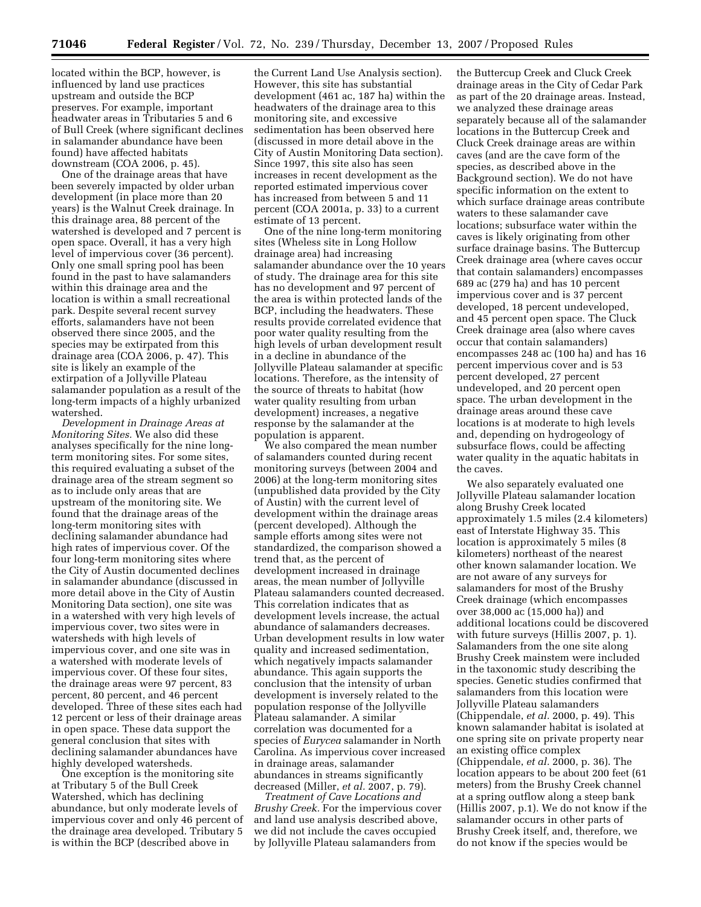located within the BCP, however, is influenced by land use practices upstream and outside the BCP preserves. For example, important headwater areas in Tributaries 5 and 6 of Bull Creek (where significant declines in salamander abundance have been found) have affected habitats downstream (COA 2006, p. 45).

One of the drainage areas that have been severely impacted by older urban development (in place more than 20 years) is the Walnut Creek drainage. In this drainage area, 88 percent of the watershed is developed and 7 percent is open space. Overall, it has a very high level of impervious cover (36 percent). Only one small spring pool has been found in the past to have salamanders within this drainage area and the location is within a small recreational park. Despite several recent survey efforts, salamanders have not been observed there since 2005, and the species may be extirpated from this drainage area (COA 2006, p. 47). This site is likely an example of the extirpation of a Jollyville Plateau salamander population as a result of the long-term impacts of a highly urbanized watershed.

*Development in Drainage Areas at Monitoring Sites.* We also did these analyses specifically for the nine long-term monitoring sites. For some sites, this required evaluating a subset of the drainage area of the stream segment so as to include only areas that are upstream of the monitoring site. We found that the drainage areas of the long-term monitoring sites with declining salamander abundance had high rates of impervious cover. Of the four long-term monitoring sites where the City of Austin documented declines in salamander abundance (discussed in more detail above in the City of Austin Monitoring Data section), one site was in a watershed with very high levels of impervious cover, two sites were in watersheds with high levels of impervious cover, and one site was in a watershed with moderate levels of impervious cover. Of these four sites, the drainage areas were 97 percent, 83 percent, 80 percent, and 46 percent developed. Three of these sites each had 12 percent or less of their drainage areas in open space. These data support the general conclusion that sites with declining salamander abundances have highly developed watersheds.

One exception is the monitoring site at Tributary 5 of the Bull Creek Watershed, which has declining abundance, but only moderate levels of impervious cover and only 46 percent of the drainage area developed. Tributary 5 is within the BCP (described above in the Current Land Use Analysis section). However, this site has substantial development (461 ac, 187 ha) within the headwaters of the drainage area to this monitoring site, and excessive sedimentation has been observed here (discussed in more detail above in the City of Austin Monitoring Data section). Since 1997, this site also has seen increases in recent development as the reported estimated impervious cover has increased from between 5 and 11 percent (COA 2001a, p. 33) to a current estimate of 13 percent.

One of the nine long-term monitoring sites (Wheless site in Long Hollow drainage area) had increasing salamander abundance over the 10 years of study. The drainage area for this site has no development and 97 percent of the area is within protected lands of the BCP, including the headwaters. These results provide correlated evidence that poor water quality resulting from the high levels of urban development result in a decline in abundance of the Jollyville Plateau salamander at specific locations. Therefore, as the intensity of the source of threats to habitat (how water quality resulting from urban development) increases, a negative response by the salamander at the population is apparent.

We also compared the mean number of salamanders counted during recent monitoring surveys (between 2004 and 2006) at the long-term monitoring sites (unpublished data provided by the City of Austin) with the current level of development within the drainage areas (percent developed). Although the sample efforts among sites were not standardized, the comparison showed a trend that, as the percent of development increased in drainage areas, the mean number of Jollyville Plateau salamanders counted decreased. This correlation indicates that as development levels increase, the actual abundance of salamanders decreases. Urban development results in low water quality and increased sedimentation, which negatively impacts salamander abundance. This again supports the conclusion that the intensity of urban development is inversely related to the population response of the Jollyville Plateau salamander. A similar correlation was documented for a species of *Eurycea* salamander in North Carolina. As impervious cover increased in drainage areas, salamander abundances in streams significantly decreased (Miller, *et al.* 2007, p. 79).

*Treatment of Cave Locations and Brushy Creek.* For the impervious cover and land use analysis described above, we did not include the caves occupied by Jollyville Plateau salamanders from the Buttercup Creek and Cluck Creek drainage areas in the City of Cedar Park as part of the 20 drainage areas. Instead, we analyzed these drainage areas separately because all of the salamander locations in the Buttercup Creek and Cluck Creek drainage areas are within caves (and are the cave form of the species, as described above in the Background section). We do not have specific information on the extent to which surface drainage areas contribute waters to these salamander cave locations; subsurface water within the caves is likely originating from other surface drainage basins. The Buttercup Creek drainage area (where caves occur that contain salamanders) encompasses 689 ac (279 ha) and has 10 percent impervious cover and is 37 percent developed, 18 percent undeveloped, and 45 percent open space. The Cluck Creek drainage area (also where caves occur that contain salamanders) encompasses 248 ac (100 ha) and has 16 percent impervious cover and is 53 percent developed, 27 percent undeveloped, and 20 percent open space. The urban development in the drainage areas around these cave locations is at moderate to high levels and, depending on hydrogeology of subsurface flows, could be affecting water quality in the aquatic habitats in the caves.

We also separately evaluated one Jollyville Plateau salamander location along Brushy Creek located approximately 1.5 miles (2.4 kilometers) east of Interstate Highway 35. This location is approximately 5 miles (8 kilometers) northeast of the nearest other known salamander location. We are not aware of any surveys for salamanders for most of the Brushy Creek drainage (which encompasses over 38,000 ac (15,000 ha)) and additional locations could be discovered with future surveys (Hillis 2007, p. 1). Salamanders from the one site along Brushy Creek mainstem were included in the taxonomic study describing the species. Genetic studies confirmed that salamanders from this location were Jollyville Plateau salamanders (Chippendale, *et al.* 2000, p. 49). This known salamander habitat is isolated at one spring site on private property near an existing office complex (Chippendale, *et al.* 2000, p. 36). The location appears to be about 200 feet (61 meters) from the Brushy Creek channel at a spring outflow along a steep bank (Hillis 2007, p.1). We do not know if the salamander occurs in other parts of Brushy Creek itself, and, therefore, we do not know if the species would be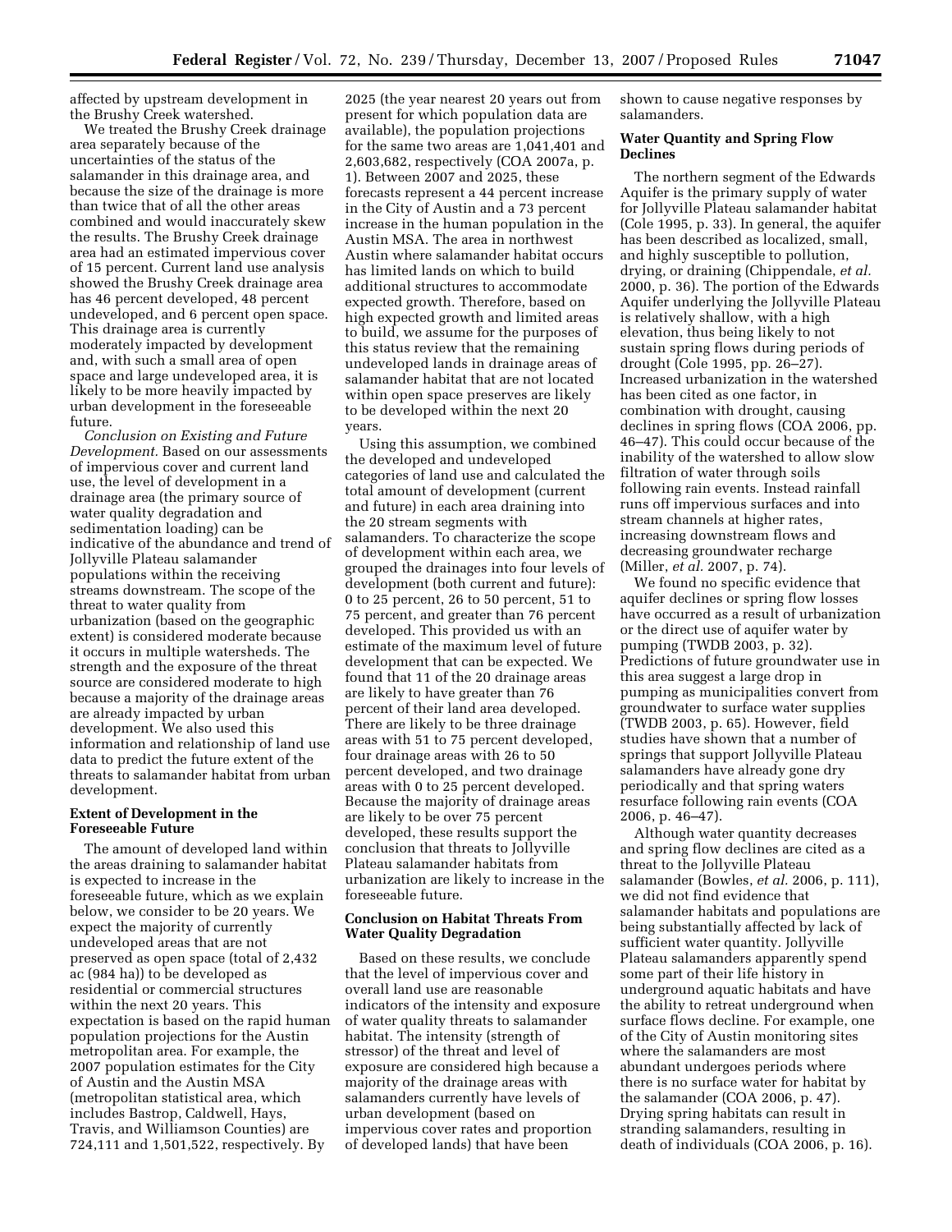affected by upstream development in the Brushy Creek watershed.

We treated the Brushy Creek drainage area separately because of the uncertainties of the status of the salamander in this drainage area, and because the size of the drainage is more than twice that of all the other areas combined and would inaccurately skew the results. The Brushy Creek drainage area had an estimated impervious cover of 15 percent. Current land use analysis showed the Brushy Creek drainage area has 46 percent developed, 48 percent undeveloped, and 6 percent open space. This drainage area is currently moderately impacted by development and, with such a small area of open space and large undeveloped area, it is likely to be more heavily impacted by urban development in the foreseeable future.

*Conclusion on Existing and Future Development.* Based on our assessments of impervious cover and current land use, the level of development in a drainage area (the primary source of water quality degradation and sedimentation loading) can be indicative of the abundance and trend of Jollyville Plateau salamander populations within the receiving streams downstream. The scope of the threat to water quality from urbanization (based on the geographic extent) is considered moderate because it occurs in multiple watersheds. The strength and the exposure of the threat source are considered moderate to high because a majority of the drainage areas are already impacted by urban development. We also used this information and relationship of land use data to predict the future extent of the threats to salamander habitat from urban development.

**Extent of Development in the Foreseeable Future**

The amount of developed land within the areas draining to salamander habitat is expected to increase in the foreseeable future, which as we explain below, we consider to be 20 years. We expect the majority of currently undeveloped areas that are not preserved as open space (total of 2,432 ac (984 ha)) to be developed as residential or commercial structures within the next 20 years. This expectation is based on the rapid human population projections for the Austin metropolitan area. For example, the 2007 population estimates for the City of Austin and the Austin MSA (metropolitan statistical area, which includes Bastrop, Caldwell, Hays, Travis, and Williamson Counties) are 724,111 and 1,501,522, respectively. By 2025 (the year nearest 20 years out from present for which population data are available), the population projections for the same two areas are 1,041,401 and 2,603,682, respectively (COA 2007a, p. 1). Between 2007 and 2025, these forecasts represent a 44 percent increase in the City of Austin and a 73 percent increase in the human population in the Austin MSA. The area in northwest Austin where salamander habitat occurs has limited lands on which to build additional structures to accommodate expected growth. Therefore, based on high expected growth and limited areas to build, we assume for the purposes of this status review that the remaining undeveloped lands in drainage areas of salamander habitat that are not located within open space preserves are likely to be developed within the next 20 years.

Using this assumption, we combined the developed and undeveloped categories of land use and calculated the total amount of development (current and future) in each area draining into the 20 stream segments with salamanders. To characterize the scope of development within each area, we grouped the drainages into four levels of development (both current and future): 0 to 25 percent, 26 to 50 percent, 51 to 75 percent, and greater than 76 percent developed. This provided us with an estimate of the maximum level of future development that can be expected. We found that 11 of the 20 drainage areas are likely to have greater than 76 percent of their land area developed. There are likely to be three drainage areas with 51 to 75 percent developed, four drainage areas with 26 to 50 percent developed, and two drainage areas with 0 to 25 percent developed. Because the majority of drainage areas are likely to be over 75 percent developed, these results support the conclusion that threats to Jollyville Plateau salamander habitats from urbanization are likely to increase in the foreseeable future.

**Conclusion on Habitat Threats From Water Quality Degradation**

Based on these results, we conclude that the level of impervious cover and overall land use are reasonable indicators of the intensity and exposure of water quality threats to salamander habitat. The intensity (strength of stressor) of the threat and level of exposure are considered high because a majority of the drainage areas with salamanders currently have levels of urban development (based on impervious cover rates and proportion of developed lands) that have been shown to cause negative responses by salamanders.

**Water Quantity and Spring Flow Declines**

The northern segment of the Edwards Aquifer is the primary supply of water for Jollyville Plateau salamander habitat (Cole 1995, p. 33). In general, the aquifer has been described as localized, small, and highly susceptible to pollution, drying, or draining (Chippendale, *et al.* 2000, p. 36). The portion of the Edwards Aquifer underlying the Jollyville Plateau is relatively shallow, with a high elevation, thus being likely to not sustain spring flows during periods of drought (Cole 1995, pp. 26–27). Increased urbanization in the watershed has been cited as one factor, in combination with drought, causing declines in spring flows (COA 2006, pp. 46–47). This could occur because of the inability of the watershed to allow slow filtration of water through soils following rain events. Instead rainfall runs off impervious surfaces and into stream channels at higher rates, increasing downstream flows and decreasing groundwater recharge (Miller, *et al.* 2007, p. 74).

We found no specific evidence that aquifer declines or spring flow losses have occurred as a result of urbanization or the direct use of aquifer water by pumping (TWDB 2003, p. 32). Predictions of future groundwater use in this area suggest a large drop in pumping as municipalities convert from groundwater to surface water supplies (TWDB 2003, p. 65). However, field studies have shown that a number of springs that support Jollyville Plateau salamanders have already gone dry periodically and that spring waters resurface following rain events (COA 2006, p. 46–47).

Although water quantity decreases and spring flow declines are cited as a threat to the Jollyville Plateau salamander (Bowles, *et al.* 2006, p. 111), we did not find evidence that salamander habitats and populations are being substantially affected by lack of sufficient water quantity. Jollyville Plateau salamanders apparently spend some part of their life history in underground aquatic habitats and have the ability to retreat underground when surface flows decline. For example, one of the City of Austin monitoring sites where the salamanders are most abundant undergoes periods where there is no surface water for habitat by the salamander (COA 2006, p. 47). Drying spring habitats can result in stranding salamanders, resulting in death of individuals (COA 2006, p. 16).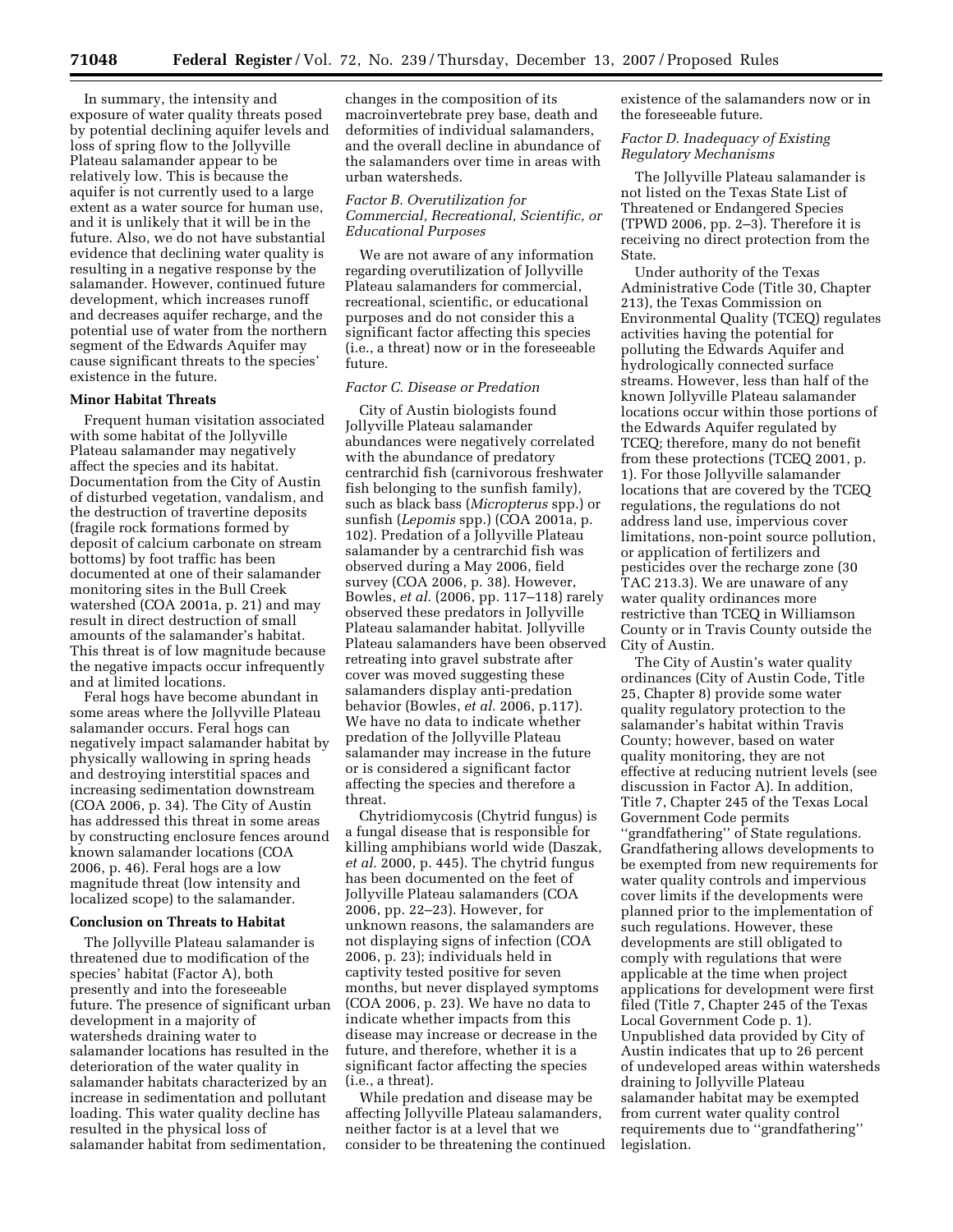In summary, the intensity and exposure of water quality threats posed by potential declining aquifer levels and loss of spring flow to the Jollyville Plateau salamander appear to be relatively low. This is because the aquifer is not currently used to a large extent as a water source for human use, and it is unlikely that it will be in the future. Also, we do not have substantial evidence that declining water quality is resulting in a negative response by the salamander. However, continued future development, which increases runoff and decreases aquifer recharge, and the potential use of water from the northern segment of the Edwards Aquifer may cause significant threats to the species' existence in the future.

**Minor Habitat Threats**

Frequent human visitation associated with some habitat of the Jollyville Plateau salamander may negatively affect the species and its habitat. Documentation from the City of Austin of disturbed vegetation, vandalism, and the destruction of travertine deposits (fragile rock formations formed by deposit of calcium carbonate on stream bottoms) by foot traffic has been documented at one of their salamander monitoring sites in the Bull Creek watershed (COA 2001a, p. 21) and may result in direct destruction of small amounts of the salamander's habitat. This threat is of low magnitude because the negative impacts occur infrequently and at limited locations.

Feral hogs have become abundant in some areas where the Jollyville Plateau salamander occurs. Feral hogs can negatively impact salamander habitat by physically wallowing in spring heads and destroying interstitial spaces and increasing sedimentation downstream (COA 2006, p. 34). The City of Austin has addressed this threat in some areas by constructing enclosure fences around known salamander locations (COA 2006, p. 46). Feral hogs are a low magnitude threat (low intensity and localized scope) to the salamander.

**Conclusion on Threats to Habitat**

The Jollyville Plateau salamander is threatened due to modification of the species' habitat (Factor A), both presently and into the foreseeable future. The presence of significant urban development in a majority of watersheds draining water to salamander locations has resulted in the deterioration of the water quality in salamander habitats characterized by an increase in sedimentation and pollutant loading. This water quality decline has resulted in the physical loss of salamander habitat from sedimentation, changes in the composition of its macroinvertebrate prey base, death and deformities of individual salamanders, and the overall decline in abundance of the salamanders over time in areas with urban watersheds.

*Factor B. Overutilization for Commercial, Recreational, Scientific, or Educational Purposes*

We are not aware of any information regarding overutilization of Jollyville Plateau salamanders for commercial, recreational, scientific, or educational purposes and do not consider this a significant factor affecting this species (i.e., a threat) now or in the foreseeable future.

*Factor C. Disease or Predation*

City of Austin biologists found Jollyville Plateau salamander abundances were negatively correlated with the abundance of predatory centrarchid fish (carnivorous freshwater fish belonging to the sunfish family), such as black bass (*Micropterus* spp.) or sunfish (*Lepomis* spp.) (COA 2001a, p. 102). Predation of a Jollyville Plateau salamander by a centrarchid fish was observed during a May 2006, field survey (COA 2006, p. 38). However, Bowles, *et al.* (2006, pp. 117–118) rarely observed these predators in Jollyville Plateau salamander habitat. Jollyville Plateau salamanders have been observed retreating into gravel substrate after cover was moved suggesting these salamanders display anti-predation behavior (Bowles, *et al.* 2006, p.117). We have no data to indicate whether predation of the Jollyville Plateau salamander may increase in the future or is considered a significant factor affecting the species and therefore a threat.

Chytridiomycosis (Chytrid fungus) is a fungal disease that is responsible for killing amphibians world wide (Daszak, *et al.* 2000, p. 445). The chytrid fungus has been documented on the feet of Jollyville Plateau salamanders (COA 2006, pp. 22–23). However, for unknown reasons, the salamanders are not displaying signs of infection (COA 2006, p. 23); individuals held in captivity tested positive for seven months, but never displayed symptoms (COA 2006, p. 23). We have no data to indicate whether impacts from this disease may increase or decrease in the future, and therefore, whether it is a significant factor affecting the species (i.e., a threat).

While predation and disease may be affecting Jollyville Plateau salamanders, neither factor is at a level that we consider to be threatening the continued existence of the salamanders now or in the foreseeable future.

*Factor D. Inadequacy of Existing Regulatory Mechanisms*

The Jollyville Plateau salamander is not listed on the Texas State List of Threatened or Endangered Species (TPWD 2006, pp. 2–3). Therefore it is receiving no direct protection from the State.

Under authority of the Texas Administrative Code (Title 30, Chapter 213), the Texas Commission on Environmental Quality (TCEQ) regulates activities having the potential for polluting the Edwards Aquifer and hydrologically connected surface streams. However, less than half of the known Jollyville Plateau salamander locations occur within those portions of the Edwards Aquifer regulated by TCEQ; therefore, many do not benefit from these protections (TCEQ 2001, p. 1). For those Jollyville salamander locations that are covered by the TCEQ regulations, the regulations do not address land use, impervious cover limitations, non-point source pollution, or application of fertilizers and pesticides over the recharge zone (30 TAC 213.3). We are unaware of any water quality ordinances more restrictive than TCEQ in Williamson County or in Travis County outside the City of Austin.

The City of Austin's water quality ordinances (City of Austin Code, Title 25, Chapter 8) provide some water quality regulatory protection to the salamander's habitat within Travis County; however, based on water quality monitoring, they are not effective at reducing nutrient levels (see discussion in Factor A). In addition, Title 7, Chapter 245 of the Texas Local Government Code permits ''grandfathering'' of State regulations. Grandfathering allows developments to be exempted from new requirements for water quality controls and impervious cover limits if the developments were planned prior to the implementation of such regulations. However, these developments are still obligated to comply with regulations that were applicable at the time when project applications for development were first filed (Title 7, Chapter 245 of the Texas Local Government Code p. 1). Unpublished data provided by City of Austin indicates that up to 26 percent of undeveloped areas within watersheds draining to Jollyville Plateau salamander habitat may be exempted from current water quality control requirements due to ''grandfathering'' legislation.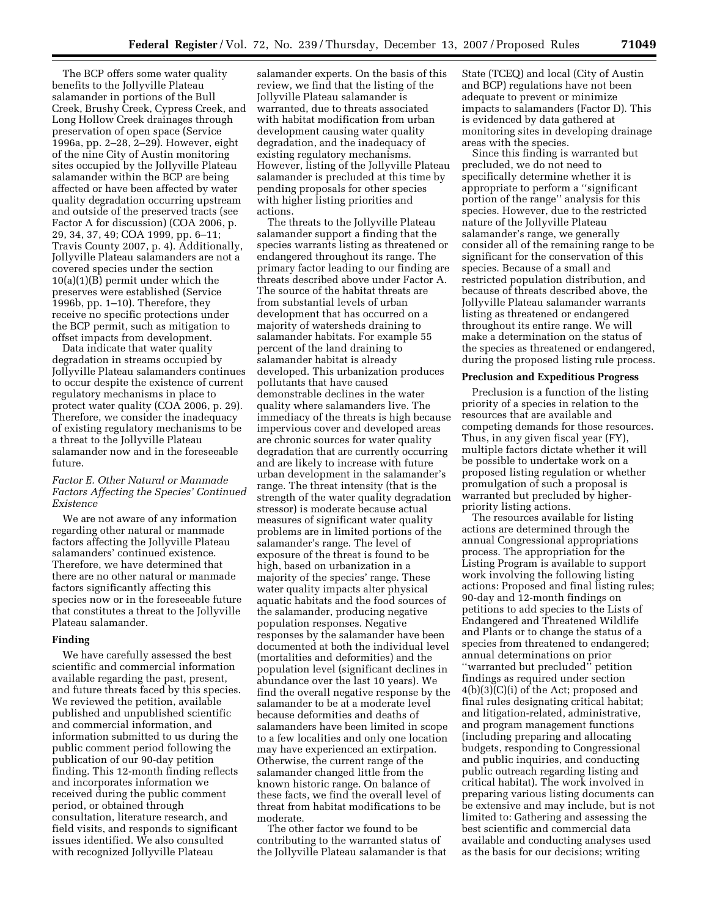The BCP offers some water quality benefits to the Jollyville Plateau salamander in portions of the Bull Creek, Brushy Creek, Cypress Creek, and Long Hollow Creek drainages through preservation of open space (Service 1996a, pp. 2–28, 2–29). However, eight of the nine City of Austin monitoring sites occupied by the Jollyville Plateau salamander within the BCP are being affected or have been affected by water quality degradation occurring upstream and outside of the preserved tracts (see Factor A for discussion) (COA 2006, p. 29, 34, 37, 49; COA 1999, pp. 6–11; Travis County 2007, p. 4). Additionally, Jollyville Plateau salamanders are not a covered species under the section 10(a)(1)(B) permit under which the preserves were established (Service 1996b, pp. 1–10). Therefore, they receive no specific protections under the BCP permit, such as mitigation to offset impacts from development.

Data indicate that water quality degradation in streams occupied by Jollyville Plateau salamanders continues to occur despite the existence of current regulatory mechanisms in place to protect water quality (COA 2006, p. 29). Therefore, we consider the inadequacy of existing regulatory mechanisms to be a threat to the Jollyville Plateau salamander now and in the foreseeable future.

### *Factor E. Other Natural or Manmade Factors Affecting the Species' Continued Existence*

We are not aware of any information regarding other natural or manmade factors affecting the Jollyville Plateau salamanders' continued existence. Therefore, we have determined that there are no other natural or manmade factors significantly affecting this species now or in the foreseeable future that constitutes a threat to the Jollyville Plateau salamander.

## Finding

We have carefully assessed the best scientific and commercial information available regarding the past, present, and future threats faced by this species. We reviewed the petition, available published and unpublished scientific and commercial information, and information submitted to us during the public comment period following the publication of our 90-day petition finding. This 12-month finding reflects and incorporates information we received during the public comment period, or obtained through consultation, literature research, and field visits, and responds to significant issues identified. We also consulted with recognized Jollyville Plateau salamander experts. On the basis of this review, we find that the listing of the Jollyville Plateau salamander is warranted, due to threats associated with habitat modification from urban development causing water quality degradation, and the inadequacy of existing regulatory mechanisms. However, listing of the Jollyville Plateau salamander is precluded at this time by pending proposals for other species with higher listing priorities and actions.

The threats to the Jollyville Plateau salamander support a finding that the species warrants listing as threatened or endangered throughout its range. The primary factor leading to our finding are threats described above under Factor A. The source of the habitat threats are from substantial levels of urban development that has occurred on a majority of watersheds draining to salamander habitats. For example 55 percent of the land draining to salamander habitat is already developed. This urbanization produces pollutants that have caused demonstrable declines in the water quality where salamanders live. The immediacy of the threats is high because impervious cover and developed areas are chronic sources for water quality degradation that are currently occurring and are likely to increase with future urban development in the salamander's range. The threat intensity (that is the strength of the water quality degradation stressor) is moderate because actual measures of significant water quality problems are in limited portions of the salamander's range. The level of exposure of the threat is found to be high, based on urbanization in a majority of the species' range. These water quality impacts alter physical aquatic habitats and the food sources of the salamander, producing negative population responses. Negative responses by the salamander have been documented at both the individual level (mortalities and deformities) and the population level (significant declines in abundance over the last 10 years). We find the overall negative response by the salamander to be at a moderate level because deformities and deaths of salamanders have been limited in scope to a few localities and only one location may have experienced an extirpation. Otherwise, the current range of the salamander changed little from the known historic range. On balance of these facts, we find the overall level of threat from habitat modifications to be moderate.

The other factor we found to be contributing to the warranted status of the Jollyville Plateau salamander is that State (TCEQ) and local (City of Austin and BCP) regulations have not been adequate to prevent or minimize impacts to salamanders (Factor D). This is evidenced by data gathered at monitoring sites in developing drainage areas with the species.

Since this finding is warranted but precluded, we do not need to specifically determine whether it is appropriate to perform a "significant portion of the range" analysis for this species. However, due to the restricted nature of the Jollyville Plateau salamander's range, we generally consider all of the remaining range to be significant for the conservation of this species. Because of a small and restricted population distribution, and because of threats described above, the Jollyville Plateau salamander warrants listing as threatened or endangered throughout its entire range. We will make a determination on the status of the species as threatened or endangered, during the proposed listing rule process.

## Preclusion and Expeditious Progress

Preclusion is a function of the listing priority of a species in relation to the resources that are available and competing demands for those resources. Thus, in any given fiscal year (FY), multiple factors dictate whether it will be possible to undertake work on a proposed listing regulation or whether promulgation of such a proposal is warranted but precluded by higher-priority listing actions.

The resources available for listing actions are determined through the annual Congressional appropriations process. The appropriation for the Listing Program is available to support work involving the following listing actions: Proposed and final listing rules; 90-day and 12-month findings on petitions to add species to the Lists of Endangered and Threatened Wildlife and Plants or to change the status of a species from threatened to endangered; annual determinations on prior "warranted but precluded" petition findings as required under section 4(b)(3)(C)(i) of the Act; proposed and final rules designating critical habitat; and litigation-related, administrative, and program management functions (including preparing and allocating budgets, responding to Congressional and public inquiries, and conducting public outreach regarding listing and critical habitat). The work involved in preparing various listing documents can be extensive and may include, but is not limited to: Gathering and assessing the best scientific and commercial data available and conducting analyses used as the basis for our decisions; writing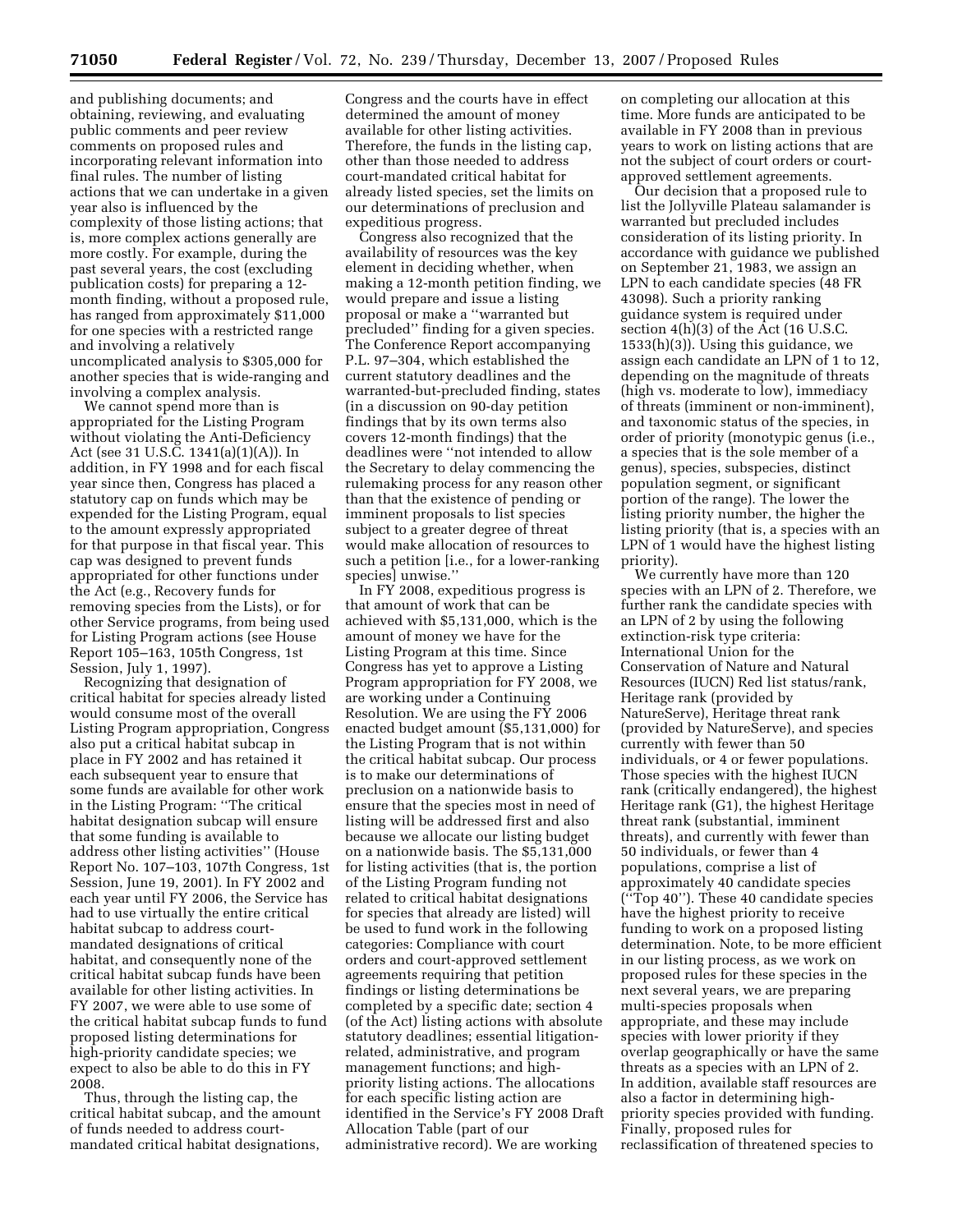and publishing documents; and obtaining, reviewing, and evaluating public comments and peer review comments on proposed rules and incorporating relevant information into final rules. The number of listing actions that we can undertake in a given year also is influenced by the complexity of those listing actions; that is, more complex actions generally are more costly. For example, during the past several years, the cost (excluding publication costs) for preparing a 12-month finding, without a proposed rule, has ranged from approximately $11,000 for one species with a restricted range and involving a relatively uncomplicated analysis to $305,000 for another species that is wide-ranging and involving a complex analysis.

We cannot spend more than is appropriated for the Listing Program without violating the Anti-Deficiency Act (see 31 U.S.C. 1341(a)(1)(A)). In addition, in FY 1998 and for each fiscal year since then, Congress has placed a statutory cap on funds which may be expended for the Listing Program, equal to the amount expressly appropriated for that purpose in that fiscal year. This cap was designed to prevent funds appropriated for other functions under the Act (e.g., Recovery funds for removing species from the Lists), or for other Service programs, from being used for Listing Program actions (see House Report 105–163, 105th Congress, 1st Session, July 1, 1997).

Recognizing that designation of critical habitat for species already listed would consume most of the overall Listing Program appropriation, Congress also put a critical habitat subcap in place in FY 2002 and has retained it each subsequent year to ensure that some funds are available for other work in the Listing Program: ''The critical habitat designation subcap will ensure that some funding is available to address other listing activities'' (House Report No. 107–103, 107th Congress, 1st Session, June 19, 2001). In FY 2002 and each year until FY 2006, the Service has had to use virtually the entire critical habitat subcap to address court-mandated designations of critical habitat, and consequently none of the critical habitat subcap funds have been available for other listing activities. In FY 2007, we were able to use some of the critical habitat subcap funds to fund proposed listing determinations for high-priority candidate species; we expect to also be able to do this in FY 2008.

Thus, through the listing cap, the critical habitat subcap, and the amount of funds needed to address court-mandated critical habitat designations, Congress and the courts have in effect determined the amount of money available for other listing activities. Therefore, the funds in the listing cap, other than those needed to address court-mandated critical habitat for already listed species, set the limits on our determinations of preclusion and expeditious progress.

Congress also recognized that the availability of resources was the key element in deciding whether, when making a 12-month petition finding, we would prepare and issue a listing proposal or make a ''warranted but precluded'' finding for a given species. The Conference Report accompanying P.L. 97–304, which established the current statutory deadlines and the warranted-but-precluded finding, states (in a discussion on 90-day petition findings that by its own terms also covers 12-month findings) that the deadlines were ''not intended to allow the Secretary to delay commencing the rulemaking process for any reason other than that the existence of pending or imminent proposals to list species subject to a greater degree of threat would make allocation of resources to such a petition [i.e., for a lower-ranking species] unwise.''

In FY 2008, expeditious progress is that amount of work that can be achieved with $5,131,000, which is the amount of money we have for the Listing Program at this time. Since Congress has yet to approve a Listing Program appropriation for FY 2008, we are working under a Continuing Resolution. We are using the FY 2006 enacted budget amount ($5,131,000) for the Listing Program that is not within the critical habitat subcap. Our process is to make our determinations of preclusion on a nationwide basis to ensure that the species most in need of listing will be addressed first and also because we allocate our listing budget on a nationwide basis. The $5,131,000 for listing activities (that is, the portion of the Listing Program funding not related to critical habitat designations for species that already are listed) will be used to fund work in the following categories: Compliance with court orders and court-approved settlement agreements requiring that petition findings or listing determinations be completed by a specific date; section 4 (of the Act) listing actions with absolute statutory deadlines; essential litigation-related, administrative, and program management functions; and high-priority listing actions. The allocations for each specific listing action are identified in the Service's FY 2008 Draft Allocation Table (part of our administrative record). We are working on completing our allocation at this time. More funds are anticipated to be available in FY 2008 than in previous years to work on listing actions that are not the subject of court orders or court-approved settlement agreements.

Our decision that a proposed rule to list the Jollyville Plateau salamander is warranted but precluded includes consideration of its listing priority. In accordance with guidance we published on September 21, 1983, we assign an LPN to each candidate species (48 FR 43098). Such a priority ranking guidance system is required under section 4(h)(3) of the Act (16 U.S.C. 1533(h)(3)). Using this guidance, we assign each candidate an LPN of 1 to 12, depending on the magnitude of threats (high vs. moderate to low), immediacy of threats (imminent or non-imminent), and taxonomic status of the species, in order of priority (monotypic genus (i.e., a species that is the sole member of a genus), species, subspecies, distinct population segment, or significant portion of the range). The lower the listing priority number, the higher the listing priority (that is, a species with an LPN of 1 would have the highest listing priority).

We currently have more than 120 species with an LPN of 2. Therefore, we further rank the candidate species with an LPN of 2 by using the following extinction-risk type criteria: International Union for the Conservation of Nature and Natural Resources (IUCN) Red list status/rank, Heritage rank (provided by NatureServe), Heritage threat rank (provided by NatureServe), and species currently with fewer than 50 individuals, or 4 or fewer populations. Those species with the highest IUCN rank (critically endangered), the highest Heritage rank (G1), the highest Heritage threat rank (substantial, imminent threats), and currently with fewer than 50 individuals, or fewer than 4 populations, comprise a list of approximately 40 candidate species (''Top 40''). These 40 candidate species have the highest priority to receive funding to work on a proposed listing determination. Note, to be more efficient in our listing process, as we work on proposed rules for these species in the next several years, we are preparing multi-species proposals when appropriate, and these may include species with lower priority if they overlap geographically or have the same threats as a species with an LPN of 2. In addition, available staff resources are also a factor in determining high-priority species provided with funding. Finally, proposed rules for reclassification of threatened species to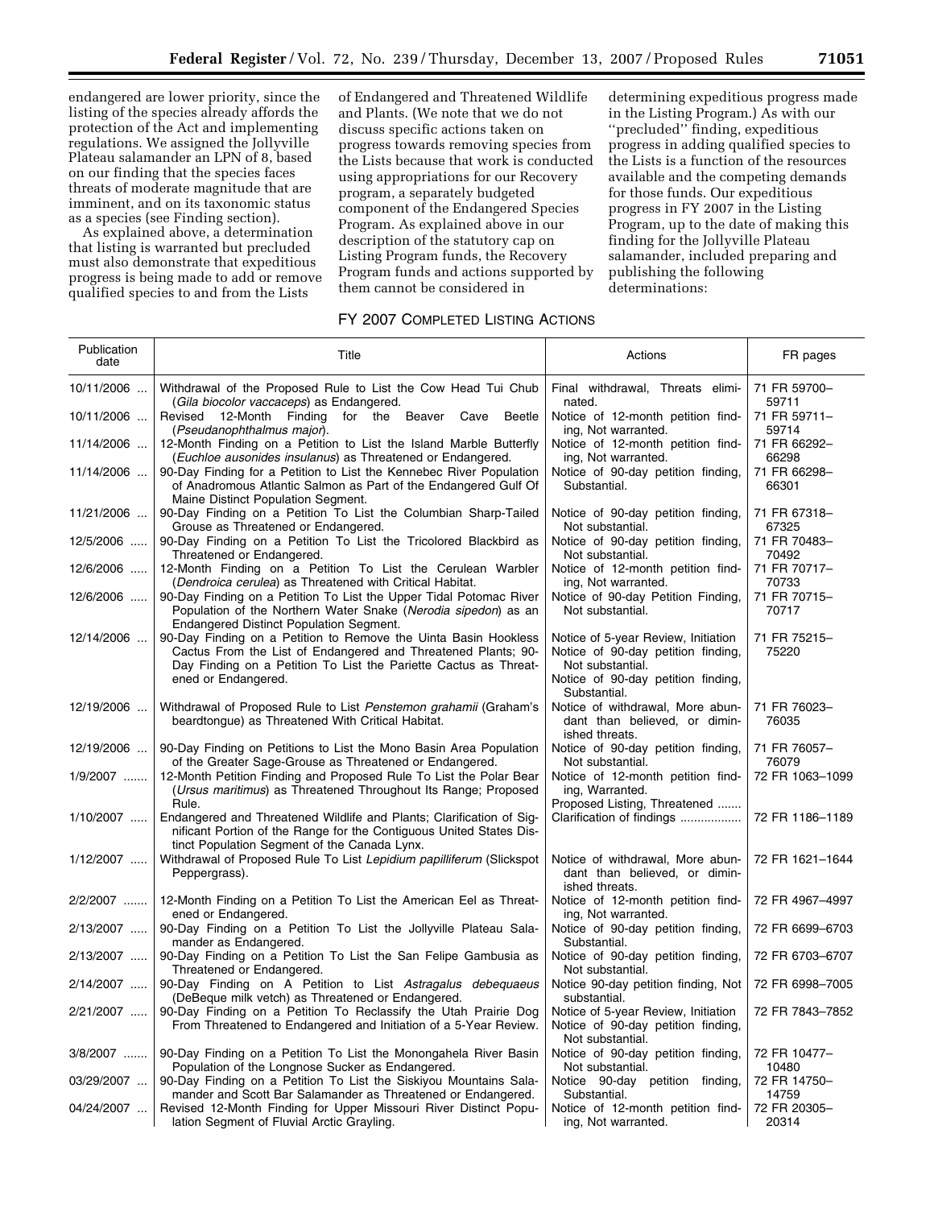endangered are lower priority, since the listing of the species already affords the protection of the Act and implementing regulations. We assigned the Jollyville Plateau salamander an LPN of 8, based on our finding that the species faces threats of moderate magnitude that are imminent, and on its taxonomic status as a species (see Finding section).

As explained above, a determination that listing is warranted but precluded must also demonstrate that expeditious progress is being made to add or remove qualified species to and from the Lists of Endangered and Threatened Wildlife and Plants. (We note that we do not discuss specific actions taken on progress towards removing species from the Lists because that work is conducted using appropriations for our Recovery program, a separately budgeted component of the Endangered Species Program. As explained above in our description of the statutory cap on Listing Program funds, the Recovery Program funds and actions supported by them cannot be considered in determining expeditious progress made in the Listing Program.) As with our "precluded" finding, expeditious progress in adding qualified species to the Lists is a function of the resources available and the competing demands for those funds. Our expeditious progress in FY 2007 in the Listing Program, up to the date of making this finding for the Jollyville Plateau salamander, included preparing and publishing the following determinations:

FY 2007 COMPLETED LISTING ACTIONS

| Publication date | Title | Actions | FR pages |
|---|---|---|---|
| 10/11/2006 | Withdrawal of the Proposed Rule to List the Cow Head Tui Chub (*Gila biocolor vaccaceps*) as Endangered. | Final withdrawal, Threats eliminated. | 71 FR 59700–59711 |
| 10/11/2006 | Revised 12-Month Finding for the Beaver Cave Beetle (*Pseudanophthalmus major*). | Notice of 12-month petition finding, Not warranted. | 71 FR 59711–59714 |
| 11/14/2006 | 12-Month Finding on a Petition to List the Island Marble Butterfly (*Euchloe ausonides insulanus*) as Threatened or Endangered. | Notice of 12-month petition finding, Not warranted. | 71 FR 66292–66298 |
| 11/14/2006 | 90-Day Finding for a Petition to List the Kennebec River Population of Anadromous Atlantic Salmon as Part of the Endangered Gulf Of Maine Distinct Population Segment. | Notice of 90-day petition finding, Substantial. | 71 FR 66298–66301 |
| 11/21/2006 | 90-Day Finding on a Petition To List the Columbian Sharp-Tailed Grouse as Threatened or Endangered. | Notice of 90-day petition finding, Not substantial. | 71 FR 67318–67325 |
| 12/5/2006 | 90-Day Finding on a Petition To List the Tricolored Blackbird as Threatened or Endangered. | Notice of 90-day petition finding, Not substantial. | 71 FR 70483–70492 |
| 12/6/2006 | 12-Month Finding on a Petition To List the Cerulean Warbler (*Dendroica cerulea*) as Threatened with Critical Habitat. | Notice of 12-month petition finding, Not warranted. | 71 FR 70717–70733 |
| 12/6/2006 | 90-Day Finding on a Petition To List the Upper Tidal Potomac River Population of the Northern Water Snake (*Nerodia sipedon*) as an Endangered Distinct Population Segment. | Notice of 90-day Petition Finding, Not substantial. | 71 FR 70715–70717 |
| 12/14/2006 | 90-Day Finding on a Petition to Remove the Uinta Basin Hookless Cactus From the List of Endangered and Threatened Plants; 90-Day Finding on a Petition To List the Pariette Cactus as Threatened or Endangered. | Notice of 5-year Review, Initiation Notice of 90-day petition finding, Not substantial. Notice of 90-day petition finding, Substantial. | 71 FR 75215–75220 |
| 12/19/2006 | Withdrawal of Proposed Rule to List *Penstemon grahamii* (Graham's beardtongue) as Threatened With Critical Habitat. | Notice of withdrawal, More abundant than believed, or diminished threats. | 71 FR 76023–76035 |
| 12/19/2006 | 90-Day Finding on Petitions to List the Mono Basin Area Population of the Greater Sage-Grouse as Threatened or Endangered. | Notice of 90-day petition finding, Not substantial. | 71 FR 76057–76079 |
| 1/9/2007 | 12-Month Petition Finding and Proposed Rule To List the Polar Bear (*Ursus maritimus*) as Threatened Throughout Its Range; Proposed Rule. | Notice of 12-month petition finding, Warranted. Proposed Listing, Threatened | 72 FR 1063–1099 |
| 1/10/2007 | Endangered and Threatened Wildlife and Plants; Clarification of Significant Portion of the Range for the Contiguous United States Distinct Population Segment of the Canada Lynx. | Clarification of findings | 72 FR 1186–1189 |
| 1/12/2007 | Withdrawal of Proposed Rule To List *Lepidium papilliferum* (Slickspot Peppergrass). | Notice of withdrawal, More abundant than believed, or diminished threats. | 72 FR 1621–1644 |
| 2/2/2007 | 12-Month Finding on a Petition To List the American Eel as Threatened or Endangered. | Notice of 12-month petition finding, Not warranted. | 72 FR 4967–4997 |
| 2/13/2007 | 90-Day Finding on a Petition To List the Jollyville Plateau Salamander as Endangered. | Notice of 90-day petition finding, Substantial. | 72 FR 6699–6703 |
| 2/13/2007 | 90-Day Finding on a Petition To List the San Felipe Gambusia as Threatened or Endangered. | Notice of 90-day petition finding, Not substantial. | 72 FR 6703–6707 |
| 2/14/2007 | 90-Day Finding on A Petition to List *Astragalus debequaeus* (DeBeque milk vetch) as Threatened or Endangered. | Notice 90-day petition finding, Not substantial. | 72 FR 6998–7005 |
| 2/21/2007 | 90-Day Finding on a Petition To Reclassify the Utah Prairie Dog From Threatened to Endangered and Initiation of a 5-Year Review. | Notice of 5-year Review, Initiation Notice of 90-day petition finding, Not substantial. | 72 FR 7843–7852 |
| 3/8/2007 | 90-Day Finding on a Petition To List the Monongahela River Basin Population of the Longnose Sucker as Endangered. | Notice of 90-day petition finding, Not substantial. | 72 FR 10477–10480 |
| 03/29/2007 | 90-Day Finding on a Petition To List the Siskiyou Mountains Salamander and Scott Bar Salamander as Threatened or Endangered. | Notice 90-day petition finding, Substantial. | 72 FR 14750–14759 |
| 04/24/2007 | Revised 12-Month Finding for Upper Missouri River Distinct Population Segment of Fluvial Arctic Grayling. | Notice of 12-month petition finding, Not warranted. | 72 FR 20305–20314 |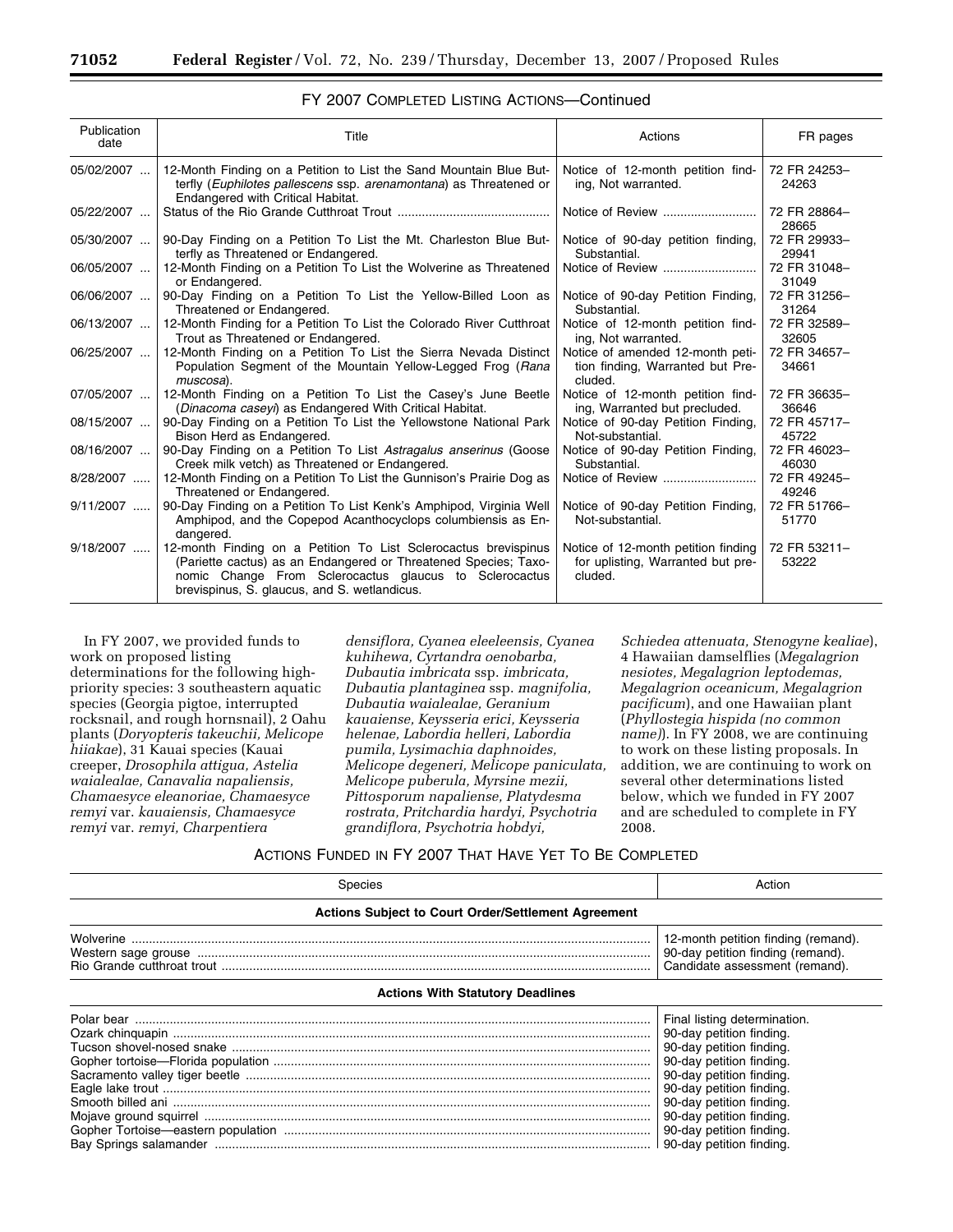FY 2007 COMPLETED LISTING ACTIONS—Continued

| Publication date | Title | Actions | FR pages |
|---|---|---|---|
| 05/02/2007 | 12-Month Finding on a Petition to List the Sand Mountain Blue Butterfly (*Euphilotes pallescens* ssp. *arenamontana*) as Threatened or Endangered with Critical Habitat. | Notice of 12-month petition finding, Not warranted. | 72 FR 24253–24263 |
| 05/22/2007 | Status of the Rio Grande Cutthroat Trout | Notice of Review | 72 FR 28864–28665 |
| 05/30/2007 | 90-Day Finding on a Petition To List the Mt. Charleston Blue Butterfly as Threatened or Endangered. | Notice of 90-day petition finding, Substantial. | 72 FR 29933–29941 |
| 06/05/2007 | 12-Month Finding on a Petition To List the Wolverine as Threatened or Endangered. | Notice of Review | 72 FR 31048–31049 |
| 06/06/2007 | 90-Day Finding on a Petition To List the Yellow-Billed Loon as Threatened or Endangered. | Notice of 90-day Petition Finding, Substantial. | 72 FR 31256–31264 |
| 06/13/2007 | 12-Month Finding for a Petition To List the Colorado River Cutthroat Trout as Threatened or Endangered. | Notice of 12-month petition finding, Not warranted. | 72 FR 32589–32605 |
| 06/25/2007 | 12-Month Finding on a Petition To List the Sierra Nevada Distinct Population Segment of the Mountain Yellow-Legged Frog (*Rana muscosa*). | Notice of amended 12-month petition finding, Warranted but Precluded. | 72 FR 34657–34661 |
| 07/05/2007 | 12-Month Finding on a Petition To List the Casey's June Beetle (*Dinacoma caseyi*) as Endangered With Critical Habitat. | Notice of 12-month petition finding, Warranted but precluded. | 72 FR 36635–36646 |
| 08/15/2007 | 90-Day Finding on a Petition To List the Yellowstone National Park Bison Herd as Endangered. | Notice of 90-day Petition Finding, Not-substantial. | 72 FR 45717–45722 |
| 08/16/2007 | 90-Day Finding on a Petition To List *Astragalus anserinus* (Goose Creek milk vetch) as Threatened or Endangered. | Notice of 90-day Petition Finding, Substantial. | 72 FR 46023–46030 |
| 8/28/2007 | 12-Month Finding on a Petition To List the Gunnison's Prairie Dog as Threatened or Endangered. | Notice of Review | 72 FR 49245–49246 |
| 9/11/2007 | 90-Day Finding on a Petition To List Kenk's Amphipod, Virginia Well Amphipod, and the Copepod Acanthocyclops columbiensis as Endangered. | Notice of 90-day Petition Finding, Not-substantial. | 72 FR 51766–51770 |
| 9/18/2007 | 12-month Finding on a Petition To List Sclerocactus brevispinus (Pariette cactus) as an Endangered or Threatened Species; Taxonomic Change From Sclerocactus glaucus to Sclerocactus brevispinus, S. glaucus, and S. wetlandicus. | Notice of 12-month petition finding for uplisting, Warranted but precluded. | 72 FR 53211–53222 |

In FY 2007, we provided funds to work on proposed listing determinations for the following high-priority species: 3 southeastern aquatic species (Georgia pigtoe, interrupted rocksnail, and rough hornsnail), 2 Oahu plants (*Doryopteris takeuchii, Melicope hiiakae*), 31 Kauai species (Kauai creeper, *Drosophila attigua, Astelia waialealae, Canavalia napaliensis, Chamaesyce eleanoriae, Chamaesyce remyi* var. *kauaiensis, Chamaesyce remyi* var. *remyi, Charpentiera densiflora, Cyanea eleeleensis, Cyanea kuhihewa, Cyrtandra oenobarba, Dubautia imbricata* ssp. *imbricata, Dubautia plantaginea* ssp. *magnifolia, Dubautia waialealae, Geranium kauaiense, Keysseria erici, Keysseria helenae, Labordia helleri, Labordia pumila, Lysimachia daphnoides, Melicope degeneri, Melicope paniculata, Melicope puberula, Myrsine mezii, Pittosporum napaliense, Platydesma rostrata, Pritchardia hardyi, Psychotria grandiflora, Psychotria hobdyi, Schiedea attenuata, Stenogyne kealiae*), 4 Hawaiian damselflies (*Megalagrion nesiotes, Megalagrion leptodemas, Megalagrion oceanicum, Megalagrion pacificum*), and one Hawaiian plant (*Phyllostegia hispida (no common name)*). In FY 2008, we are continuing to work on these listing proposals. In addition, we are continuing to work on several other determinations listed below, which we funded in FY 2007 and are scheduled to complete in FY 2008.

ACTIONS FUNDED IN FY 2007 THAT HAVE YET TO BE COMPLETED

| Species | Action |
|---|---|
| **Actions Subject to Court Order/Settlement Agreement** | |
| Wolverine | 12-month petition finding (remand). |
| Western sage grouse | 90-day petition finding (remand). |
| Rio Grande cutthroat trout | Candidate assessment (remand). |
| **Actions With Statutory Deadlines** | |
| Polar bear | Final listing determination. |
| Ozark chinquapin | 90-day petition finding. |
| Tucson shovel-nosed snake | 90-day petition finding. |
| Gopher tortoise—Florida population | 90-day petition finding. |
| Sacramento valley tiger beetle | 90-day petition finding. |
| Eagle lake trout | 90-day petition finding. |
| Smooth billed ani | 90-day petition finding. |
| Mojave ground squirrel | 90-day petition finding. |
| Gopher Tortoise—eastern population | 90-day petition finding. |
| Bay Springs salamander | 90-day petition finding. |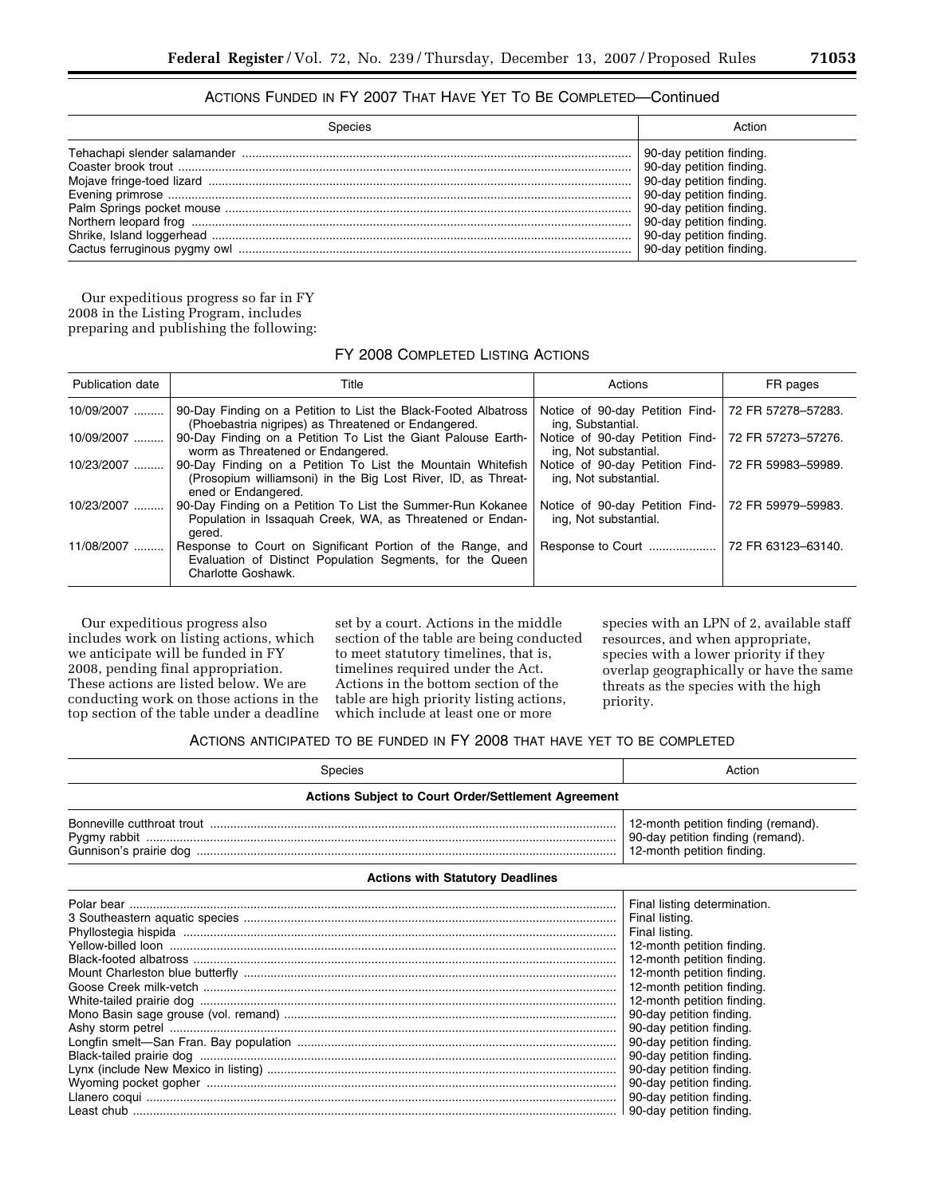### ACTIONS FUNDED IN FY 2007 THAT HAVE YET TO BE COMPLETED—Continued

| Species | Action |
| --- | --- |
| Tehachapi slender salamander | 90-day petition finding. |
| Coaster brook trout | 90-day petition finding. |
| Mojave fringe-toed lizard | 90-day petition finding. |
| Evening primrose | 90-day petition finding. |
| Palm Springs pocket mouse | 90-day petition finding. |
| Northern leopard frog | 90-day petition finding. |
| Shrike, Island loggerhead | 90-day petition finding. |
| Cactus ferruginous pygmy owl | 90-day petition finding. |

Our expeditious progress so far in FY 2008 in the Listing Program, includes preparing and publishing the following:

### FY 2008 COMPLETED LISTING ACTIONS

| Publication date | Title | Actions | FR pages |
| --- | --- | --- | --- |
| 10/09/2007 | 90-Day Finding on a Petition to List the Black-Footed Albatross (Phoebastria nigripes) as Threatened or Endangered. | Notice of 90-day Petition Finding, Substantial. | 72 FR 57278–57283. |
| 10/09/2007 | 90-Day Finding on a Petition To List the Giant Palouse Earthworm as Threatened or Endangered. | Notice of 90-day Petition Finding, Not substantial. | 72 FR 57273–57276. |
| 10/23/2007 | 90-Day Finding on a Petition To List the Mountain Whitefish (Prosopium williamsoni) in the Big Lost River, ID, as Threatened or Endangered. | Notice of 90-day Petition Finding, Not substantial. | 72 FR 59983–59989. |
| 10/23/2007 | 90-Day Finding on a Petition To List the Summer-Run Kokanee Population in Issaquah Creek, WA, as Threatened or Endangered. | Notice of 90-day Petition Finding, Not substantial. | 72 FR 59979–59983. |
| 11/08/2007 | Response to Court on Significant Portion of the Range, and Evaluation of Distinct Population Segments, for the Queen Charlotte Goshawk. | Response to Court | 72 FR 63123–63140. |

Our expeditious progress also includes work on listing actions, which we anticipate will be funded in FY 2008, pending final appropriation. These actions are listed below. We are conducting work on those actions in the top section of the table under a deadline set by a court. Actions in the middle section of the table are being conducted to meet statutory timelines, that is, timelines required under the Act. Actions in the bottom section of the table are high priority listing actions, which include at least one or more species with an LPN of 2, available staff resources, and when appropriate, species with a lower priority if they overlap geographically or have the same threats as the species with the high priority.

### ACTIONS ANTICIPATED TO BE FUNDED IN FY 2008 THAT HAVE YET TO BE COMPLETED

| Species | Action |
| --- | --- |
| **Actions Subject to Court Order/Settlement Agreement** | |
| Bonneville cutthroat trout | 12-month petition finding (remand). |
| Pygmy rabbit | 90-day petition finding (remand). |
| Gunnison's prairie dog | 12-month petition finding. |
| **Actions with Statutory Deadlines** | |
| Polar bear | Final listing determination. |
| 3 Southeastern aquatic species | Final listing. |
| Phyllostegia hispida | Final listing. |
| Yellow-billed loon | 12-month petition finding. |
| Black-footed albatross | 12-month petition finding. |
| Mount Charleston blue butterfly | 12-month petition finding. |
| Goose Creek milk-vetch | 12-month petition finding. |
| White-tailed prairie dog | 12-month petition finding. |
| Mono Basin sage grouse (vol. remand) | 90-day petition finding. |
| Ashy storm petrel | 90-day petition finding. |
| Longfin smelt—San Fran. Bay population | 90-day petition finding. |
| Black-tailed prairie dog | 90-day petition finding. |
| Lynx (include New Mexico in listing) | 90-day petition finding. |
| Wyoming pocket gopher | 90-day petition finding. |
| Llanero coqui | 90-day petition finding. |
| Least chub | 90-day petition finding. |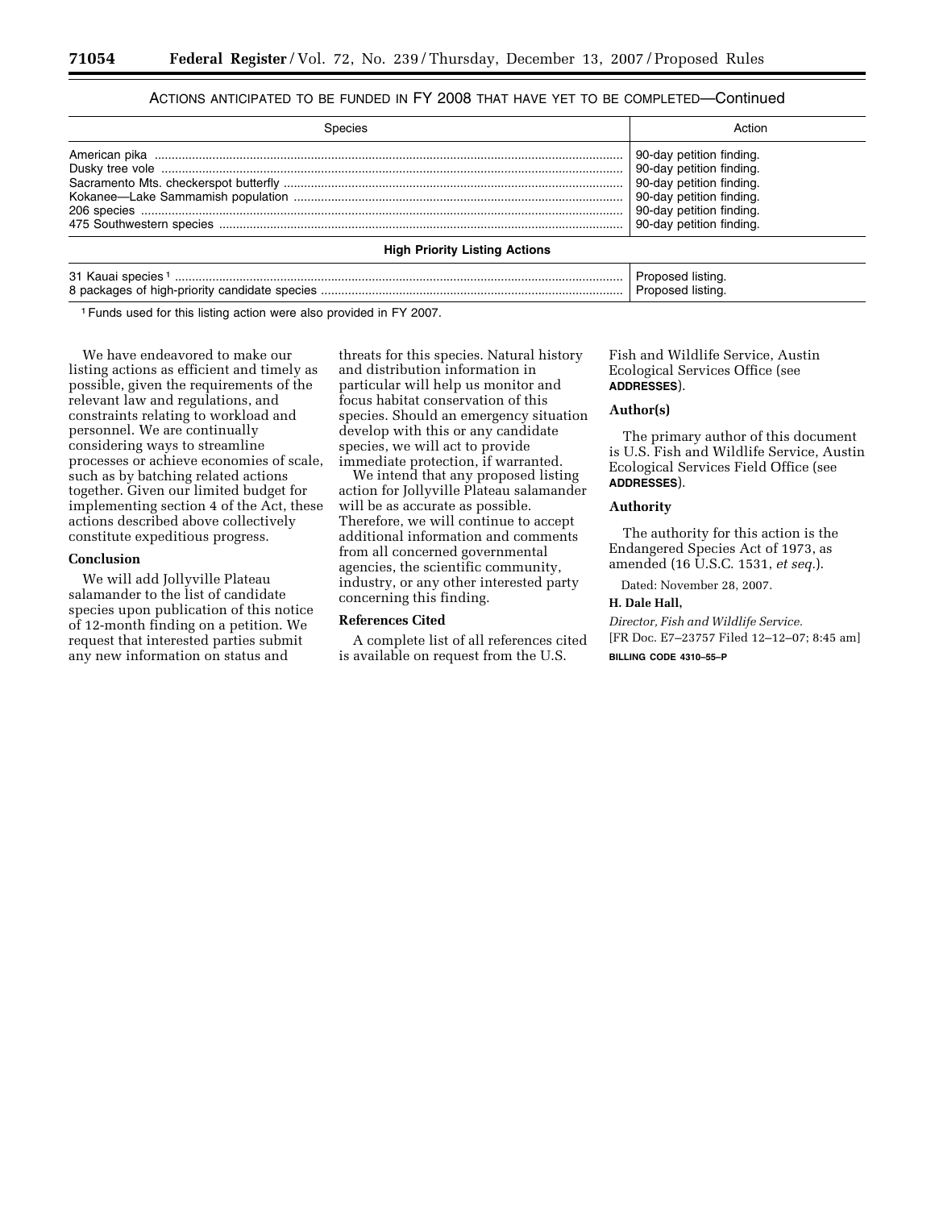ACTIONS ANTICIPATED TO BE FUNDED IN FY 2008 THAT HAVE YET TO BE COMPLETED—Continued

| Species | Action |
|---|---|
| American pika | 90-day petition finding. |
| Dusky tree vole | 90-day petition finding. |
| Sacramento Mts. checkerspot butterfly | 90-day petition finding. |
| Kokanee—Lake Sammamish population | 90-day petition finding. |
| 206 species | 90-day petition finding. |
| 475 Southwestern species | 90-day petition finding. |
| **High Priority Listing Actions** | |
| 31 Kauai species [1] | Proposed listing. |
| 8 packages of high-priority candidate species | Proposed listing. |

[1] Funds used for this listing action were also provided in FY 2007.

We have endeavored to make our listing actions as efficient and timely as possible, given the requirements of the relevant law and regulations, and constraints relating to workload and personnel. We are continually considering ways to streamline processes or achieve economies of scale, such as by batching related actions together. Given our limited budget for implementing section 4 of the Act, these actions described above collectively constitute expeditious progress.

**Conclusion**

We will add Jollyville Plateau salamander to the list of candidate species upon publication of this notice of 12-month finding on a petition. We request that interested parties submit any new information on status and threats for this species. Natural history and distribution information in particular will help us monitor and focus habitat conservation of this species. Should an emergency situation develop with this or any candidate species, we will act to provide immediate protection, if warranted.

We intend that any proposed listing action for Jollyville Plateau salamander will be as accurate as possible. Therefore, we will continue to accept additional information and comments from all concerned governmental agencies, the scientific community, industry, or any other interested party concerning this finding.

**References Cited**

A complete list of all references cited is available on request from the U.S. Fish and Wildlife Service, Austin Ecological Services Office (see **ADDRESSES**).

**Author(s)**

The primary author of this document is U.S. Fish and Wildlife Service, Austin Ecological Services Field Office (see **ADDRESSES**).

**Authority**

The authority for this action is the Endangered Species Act of 1973, as amended (16 U.S.C. 1531, *et seq.*).

Dated: November 28, 2007.

**H. Dale Hall,**

*Director, Fish and Wildlife Service.*

[FR Doc. E7–23757 Filed 12–12–07; 8:45 am]

**BILLING CODE 4310–55–P**